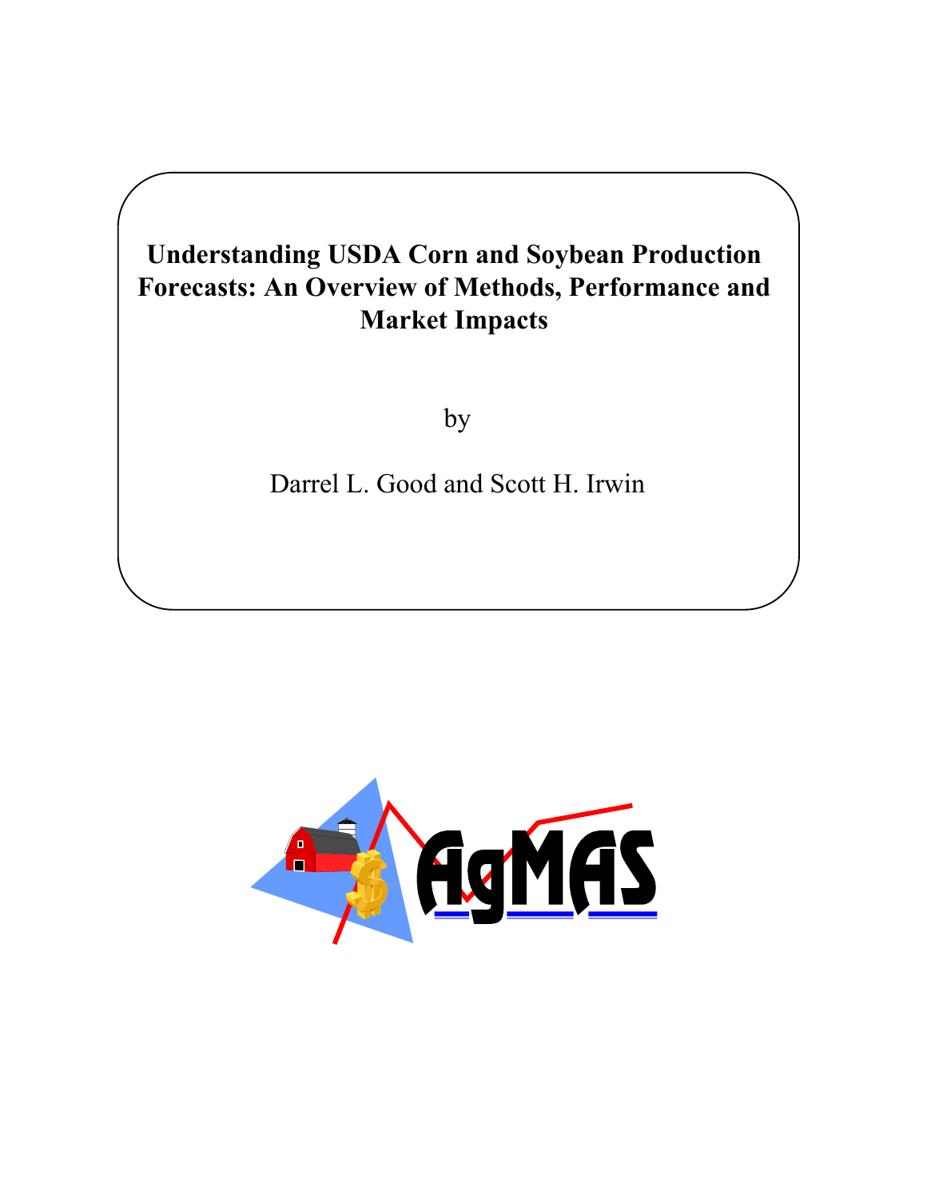# Understanding USDA Corn and Soybean Production Forecasts: An Overview of Methods, Performance and Market Impacts

by

Darrel L. Good and Scott H. Irwin

AgMAS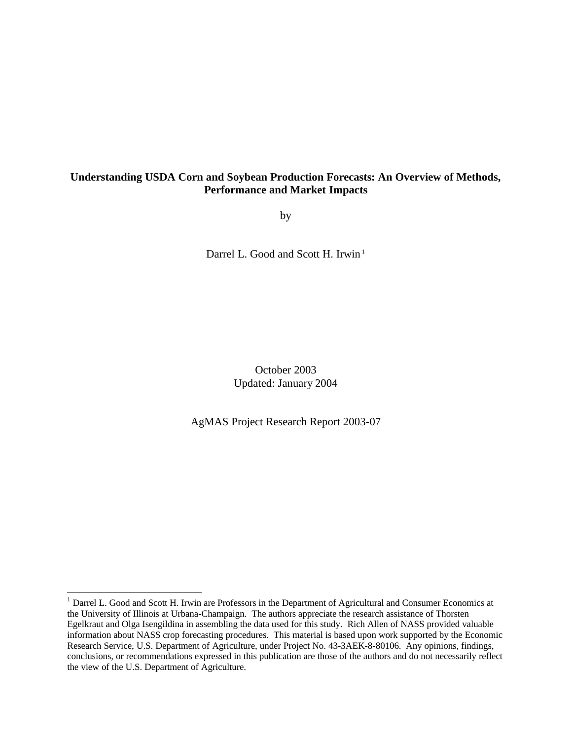**Understanding USDA Corn and Soybean Production Forecasts: An Overview of Methods, Performance and Market Impacts**

by

Darrel L. Good and Scott H. Irwin [1]

October 2003
Updated: January 2004

AgMAS Project Research Report 2003-07

---

[1] Darrel L. Good and Scott H. Irwin are Professors in the Department of Agricultural and Consumer Economics at the University of Illinois at Urbana-Champaign. The authors appreciate the research assistance of Thorsten Egelkraut and Olga Isengildina in assembling the data used for this study. Rich Allen of NASS provided valuable information about NASS crop forecasting procedures. This material is based upon work supported by the Economic Research Service, U.S. Department of Agriculture, under Project No. 43-3AEK-8-80106. Any opinions, findings, conclusions, or recommendations expressed in this publication are those of the authors and do not necessarily reflect the view of the U.S. Department of Agriculture.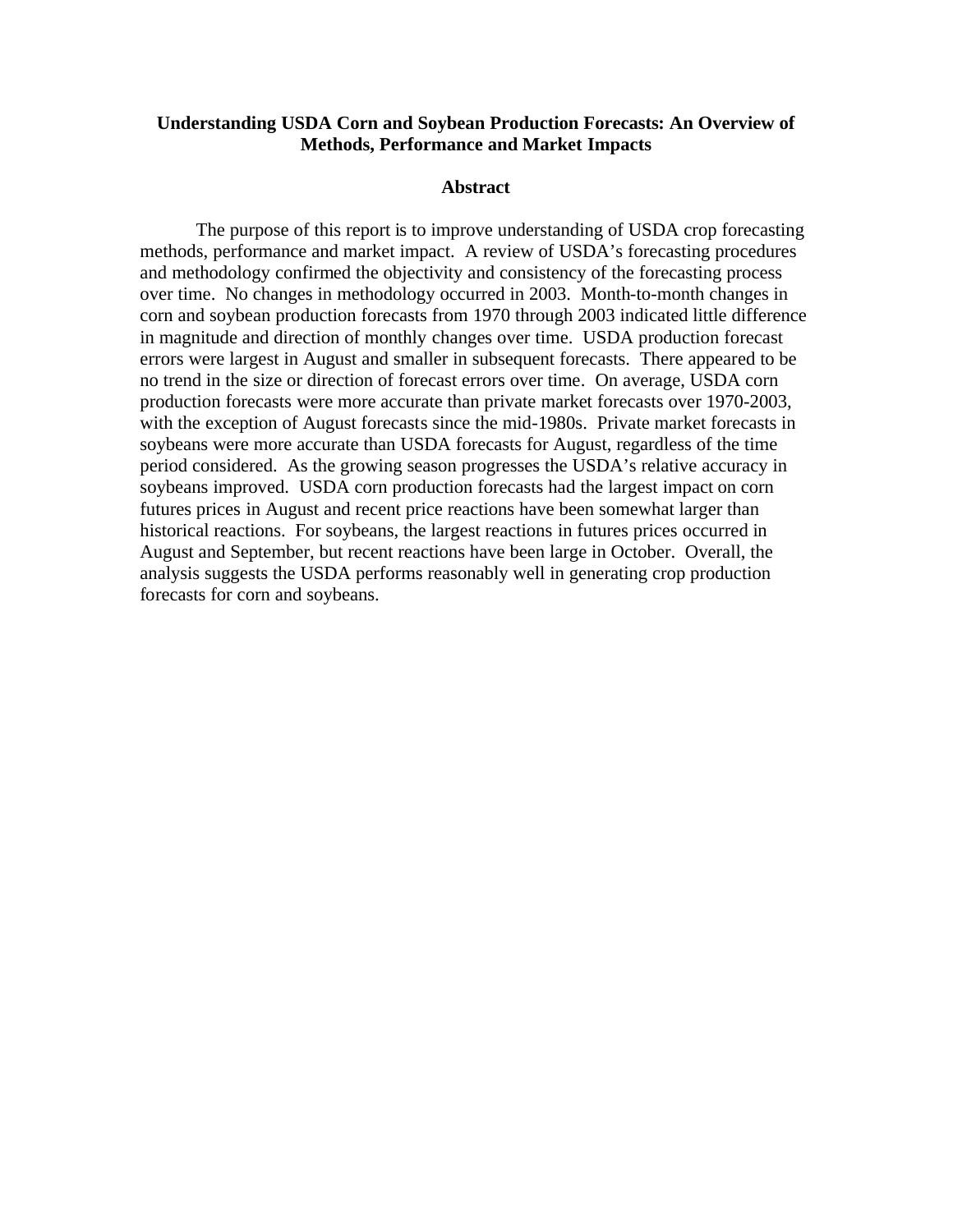# Understanding USDA Corn and Soybean Production Forecasts: An Overview of Methods, Performance and Market Impacts

## Abstract

The purpose of this report is to improve understanding of USDA crop forecasting methods, performance and market impact. A review of USDA's forecasting procedures and methodology confirmed the objectivity and consistency of the forecasting process over time. No changes in methodology occurred in 2003. Month-to-month changes in corn and soybean production forecasts from 1970 through 2003 indicated little difference in magnitude and direction of monthly changes over time. USDA production forecast errors were largest in August and smaller in subsequent forecasts. There appeared to be no trend in the size or direction of forecast errors over time. On average, USDA corn production forecasts were more accurate than private market forecasts over 1970-2003, with the exception of August forecasts since the mid-1980s. Private market forecasts in soybeans were more accurate than USDA forecasts for August, regardless of the time period considered. As the growing season progresses the USDA's relative accuracy in soybeans improved. USDA corn production forecasts had the largest impact on corn futures prices in August and recent price reactions have been somewhat larger than historical reactions. For soybeans, the largest reactions in futures prices occurred in August and September, but recent reactions have been large in October. Overall, the analysis suggests the USDA performs reasonably well in generating crop production forecasts for corn and soybeans.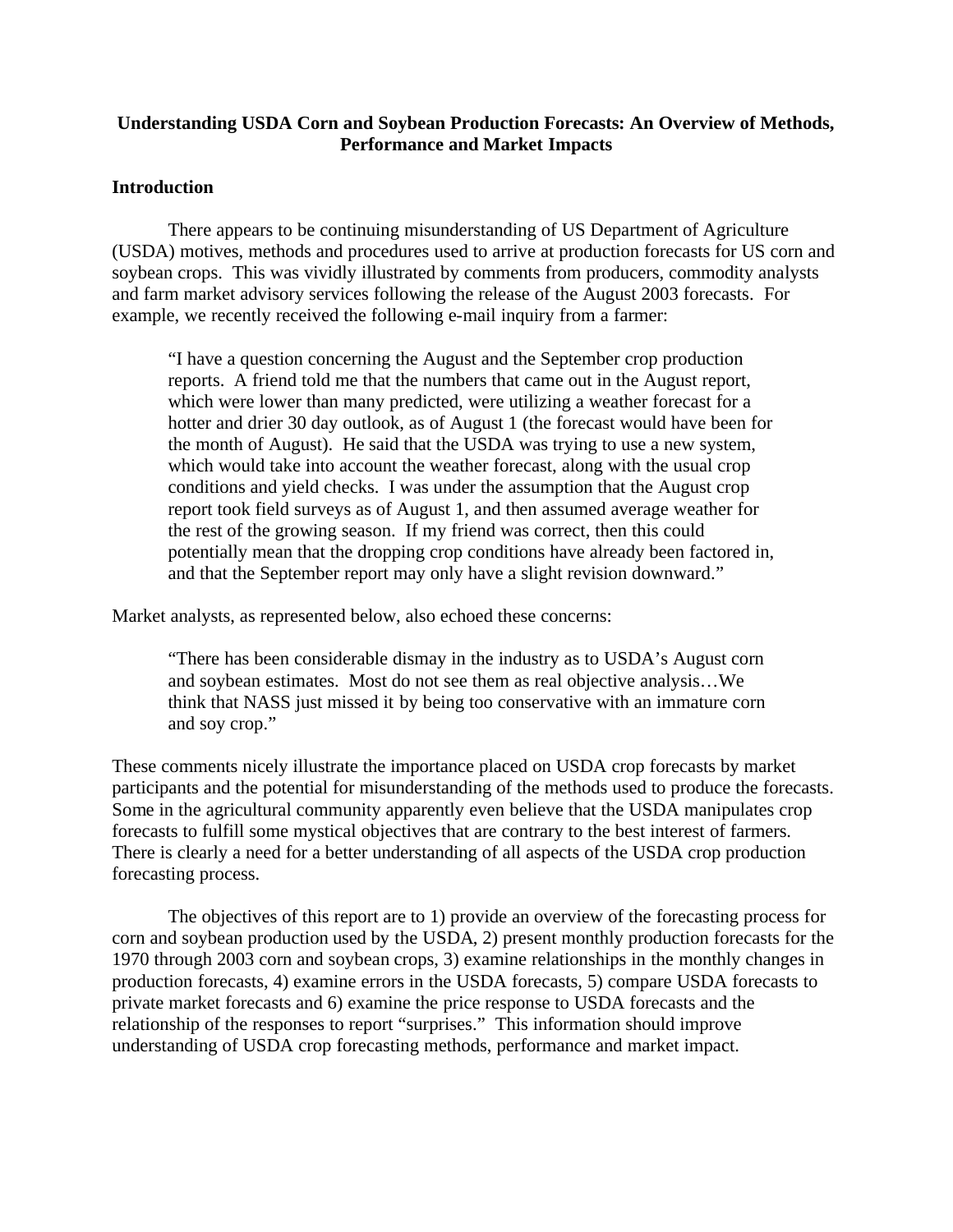# Understanding USDA Corn and Soybean Production Forecasts: An Overview of Methods, Performance and Market Impacts

## Introduction

There appears to be continuing misunderstanding of US Department of Agriculture (USDA) motives, methods and procedures used to arrive at production forecasts for US corn and soybean crops. This was vividly illustrated by comments from producers, commodity analysts and farm market advisory services following the release of the August 2003 forecasts. For example, we recently received the following e-mail inquiry from a farmer:

> "I have a question concerning the August and the September crop production reports. A friend told me that the numbers that came out in the August report, which were lower than many predicted, were utilizing a weather forecast for a hotter and drier 30 day outlook, as of August 1 (the forecast would have been for the month of August). He said that the USDA was trying to use a new system, which would take into account the weather forecast, along with the usual crop conditions and yield checks. I was under the assumption that the August crop report took field surveys as of August 1, and then assumed average weather for the rest of the growing season. If my friend was correct, then this could potentially mean that the dropping crop conditions have already been factored in, and that the September report may only have a slight revision downward."

Market analysts, as represented below, also echoed these concerns:

> "There has been considerable dismay in the industry as to USDA's August corn and soybean estimates. Most do not see them as real objective analysis…We think that NASS just missed it by being too conservative with an immature corn and soy crop."

These comments nicely illustrate the importance placed on USDA crop forecasts by market participants and the potential for misunderstanding of the methods used to produce the forecasts. Some in the agricultural community apparently even believe that the USDA manipulates crop forecasts to fulfill some mystical objectives that are contrary to the best interest of farmers. There is clearly a need for a better understanding of all aspects of the USDA crop production forecasting process.

The objectives of this report are to 1) provide an overview of the forecasting process for corn and soybean production used by the USDA, 2) present monthly production forecasts for the 1970 through 2003 corn and soybean crops, 3) examine relationships in the monthly changes in production forecasts, 4) examine errors in the USDA forecasts, 5) compare USDA forecasts to private market forecasts and 6) examine the price response to USDA forecasts and the relationship of the responses to report "surprises." This information should improve understanding of USDA crop forecasting methods, performance and market impact.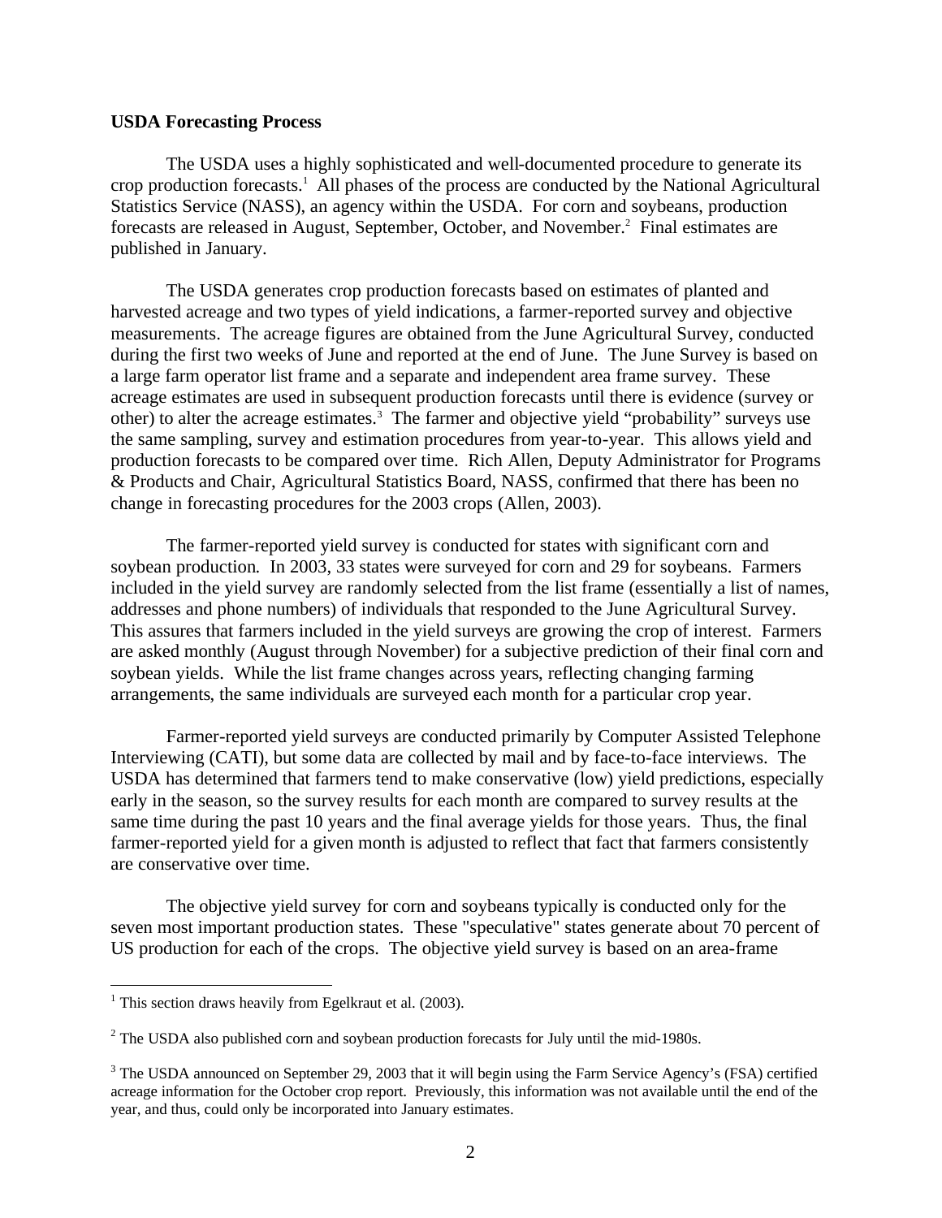**USDA Forecasting Process**

The USDA uses a highly sophisticated and well-documented procedure to generate its crop production forecasts.[1] All phases of the process are conducted by the National Agricultural Statistics Service (NASS), an agency within the USDA. For corn and soybeans, production forecasts are released in August, September, October, and November.[2] Final estimates are published in January.

The USDA generates crop production forecasts based on estimates of planted and harvested acreage and two types of yield indications, a farmer-reported survey and objective measurements. The acreage figures are obtained from the June Agricultural Survey, conducted during the first two weeks of June and reported at the end of June. The June Survey is based on a large farm operator list frame and a separate and independent area frame survey. These acreage estimates are used in subsequent production forecasts until there is evidence (survey or other) to alter the acreage estimates.[3] The farmer and objective yield "probability" surveys use the same sampling, survey and estimation procedures from year-to-year. This allows yield and production forecasts to be compared over time. Rich Allen, Deputy Administrator for Programs & Products and Chair, Agricultural Statistics Board, NASS, confirmed that there has been no change in forecasting procedures for the 2003 crops (Allen, 2003).

The farmer-reported yield survey is conducted for states with significant corn and soybean production. In 2003, 33 states were surveyed for corn and 29 for soybeans. Farmers included in the yield survey are randomly selected from the list frame (essentially a list of names, addresses and phone numbers) of individuals that responded to the June Agricultural Survey. This assures that farmers included in the yield surveys are growing the crop of interest. Farmers are asked monthly (August through November) for a subjective prediction of their final corn and soybean yields. While the list frame changes across years, reflecting changing farming arrangements, the same individuals are surveyed each month for a particular crop year.

Farmer-reported yield surveys are conducted primarily by Computer Assisted Telephone Interviewing (CATI), but some data are collected by mail and by face-to-face interviews. The USDA has determined that farmers tend to make conservative (low) yield predictions, especially early in the season, so the survey results for each month are compared to survey results at the same time during the past 10 years and the final average yields for those years. Thus, the final farmer-reported yield for a given month is adjusted to reflect that fact that farmers consistently are conservative over time.

The objective yield survey for corn and soybeans typically is conducted only for the seven most important production states. These "speculative" states generate about 70 percent of US production for each of the crops. The objective yield survey is based on an area-frame

---

[1] This section draws heavily from Egelkraut et al. (2003).

[2] The USDA also published corn and soybean production forecasts for July until the mid-1980s.

[3] The USDA announced on September 29, 2003 that it will begin using the Farm Service Agency's (FSA) certified acreage information for the October crop report. Previously, this information was not available until the end of the year, and thus, could only be incorporated into January estimates.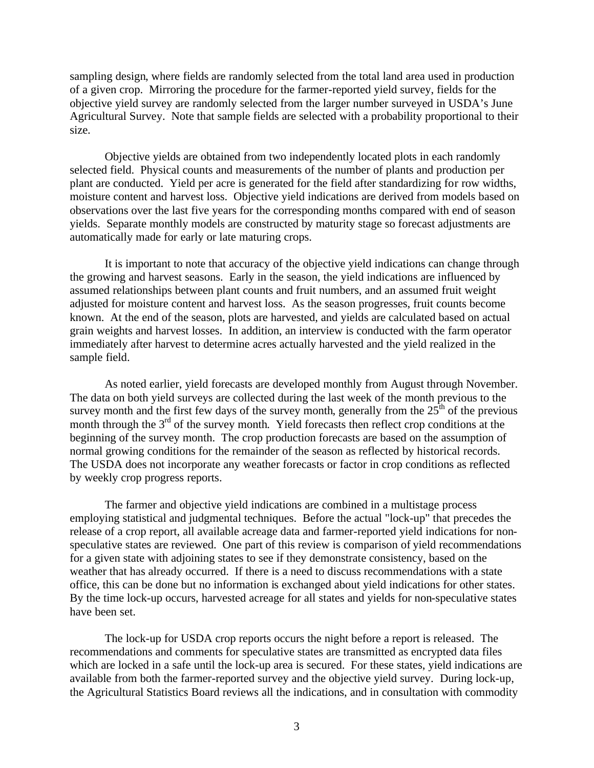sampling design, where fields are randomly selected from the total land area used in production of a given crop. Mirroring the procedure for the farmer-reported yield survey, fields for the objective yield survey are randomly selected from the larger number surveyed in USDA's June Agricultural Survey. Note that sample fields are selected with a probability proportional to their size.

Objective yields are obtained from two independently located plots in each randomly selected field. Physical counts and measurements of the number of plants and production per plant are conducted. Yield per acre is generated for the field after standardizing for row widths, moisture content and harvest loss. Objective yield indications are derived from models based on observations over the last five years for the corresponding months compared with end of season yields. Separate monthly models are constructed by maturity stage so forecast adjustments are automatically made for early or late maturing crops.

It is important to note that accuracy of the objective yield indications can change through the growing and harvest seasons. Early in the season, the yield indications are influenced by assumed relationships between plant counts and fruit numbers, and an assumed fruit weight adjusted for moisture content and harvest loss. As the season progresses, fruit counts become known. At the end of the season, plots are harvested, and yields are calculated based on actual grain weights and harvest losses. In addition, an interview is conducted with the farm operator immediately after harvest to determine acres actually harvested and the yield realized in the sample field.

As noted earlier, yield forecasts are developed monthly from August through November. The data on both yield surveys are collected during the last week of the month previous to the survey month and the first few days of the survey month, generally from the 25th of the previous month through the 3rd of the survey month. Yield forecasts then reflect crop conditions at the beginning of the survey month. The crop production forecasts are based on the assumption of normal growing conditions for the remainder of the season as reflected by historical records. The USDA does not incorporate any weather forecasts or factor in crop conditions as reflected by weekly crop progress reports.

The farmer and objective yield indications are combined in a multistage process employing statistical and judgmental techniques. Before the actual "lock-up" that precedes the release of a crop report, all available acreage data and farmer-reported yield indications for non-speculative states are reviewed. One part of this review is comparison of yield recommendations for a given state with adjoining states to see if they demonstrate consistency, based on the weather that has already occurred. If there is a need to discuss recommendations with a state office, this can be done but no information is exchanged about yield indications for other states. By the time lock-up occurs, harvested acreage for all states and yields for non-speculative states have been set.

The lock-up for USDA crop reports occurs the night before a report is released. The recommendations and comments for speculative states are transmitted as encrypted data files which are locked in a safe until the lock-up area is secured. For these states, yield indications are available from both the farmer-reported survey and the objective yield survey. During lock-up, the Agricultural Statistics Board reviews all the indications, and in consultation with commodity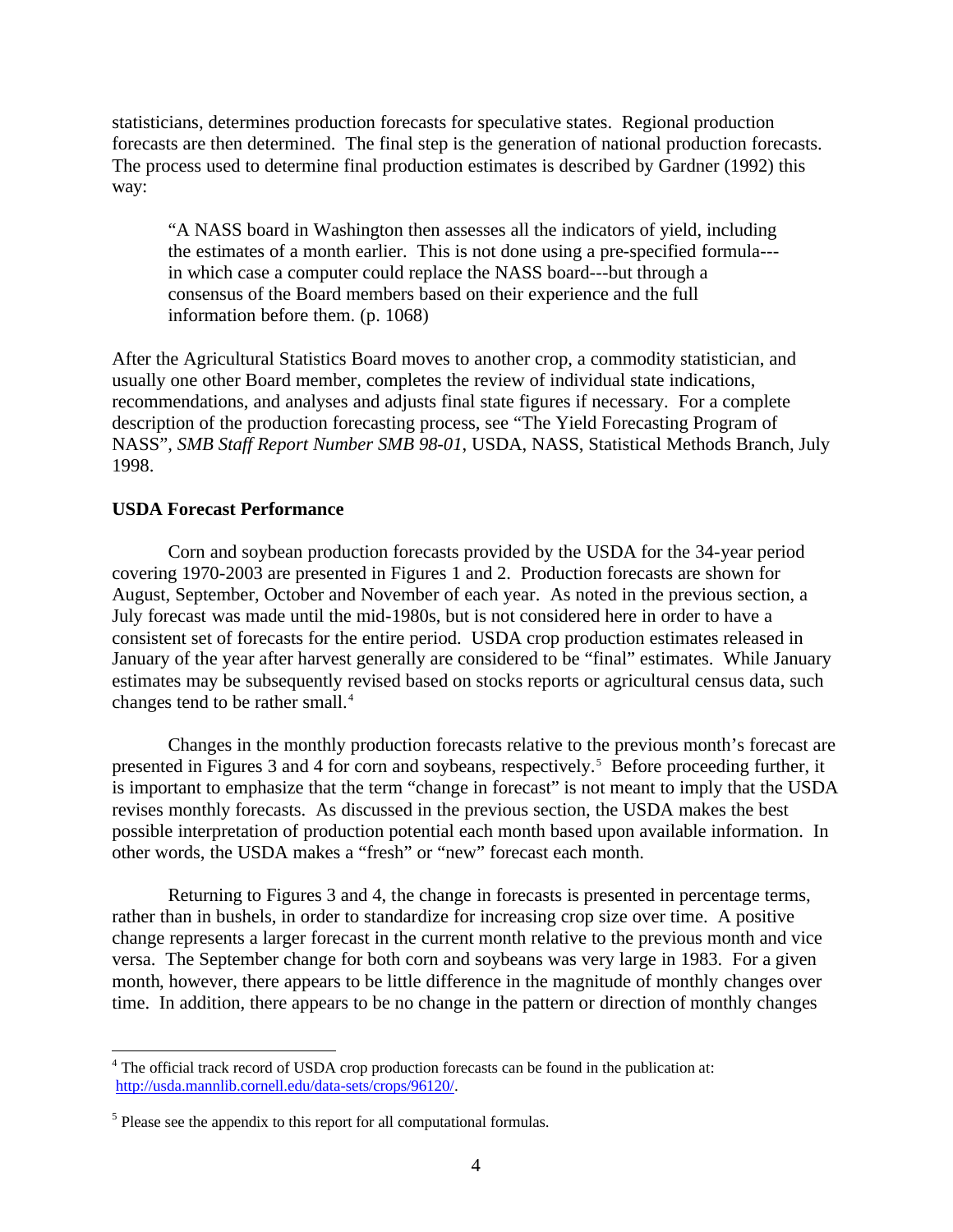statisticians, determines production forecasts for speculative states. Regional production forecasts are then determined. The final step is the generation of national production forecasts. The process used to determine final production estimates is described by Gardner (1992) this way:

> "A NASS board in Washington then assesses all the indicators of yield, including the estimates of a month earlier. This is not done using a pre-specified formula---in which case a computer could replace the NASS board---but through a consensus of the Board members based on their experience and the full information before them. (p. 1068)

After the Agricultural Statistics Board moves to another crop, a commodity statistician, and usually one other Board member, completes the review of individual state indications, recommendations, and analyses and adjusts final state figures if necessary. For a complete description of the production forecasting process, see "The Yield Forecasting Program of NASS", *SMB Staff Report Number SMB 98-01*, USDA, NASS, Statistical Methods Branch, July 1998.

**USDA Forecast Performance**

Corn and soybean production forecasts provided by the USDA for the 34-year period covering 1970-2003 are presented in Figures 1 and 2. Production forecasts are shown for August, September, October and November of each year. As noted in the previous section, a July forecast was made until the mid-1980s, but is not considered here in order to have a consistent set of forecasts for the entire period. USDA crop production estimates released in January of the year after harvest generally are considered to be "final" estimates. While January estimates may be subsequently revised based on stocks reports or agricultural census data, such changes tend to be rather small.[4]

Changes in the monthly production forecasts relative to the previous month's forecast are presented in Figures 3 and 4 for corn and soybeans, respectively.[5] Before proceeding further, it is important to emphasize that the term "change in forecast" is not meant to imply that the USDA revises monthly forecasts. As discussed in the previous section, the USDA makes the best possible interpretation of production potential each month based upon available information. In other words, the USDA makes a "fresh" or "new" forecast each month.

Returning to Figures 3 and 4, the change in forecasts is presented in percentage terms, rather than in bushels, in order to standardize for increasing crop size over time. A positive change represents a larger forecast in the current month relative to the previous month and vice versa. The September change for both corn and soybeans was very large in 1983. For a given month, however, there appears to be little difference in the magnitude of monthly changes over time. In addition, there appears to be no change in the pattern or direction of monthly changes

---

[4] The official track record of USDA crop production forecasts can be found in the publication at: http://usda.mannlib.cornell.edu/data-sets/crops/96120/.

[5] Please see the appendix to this report for all computational formulas.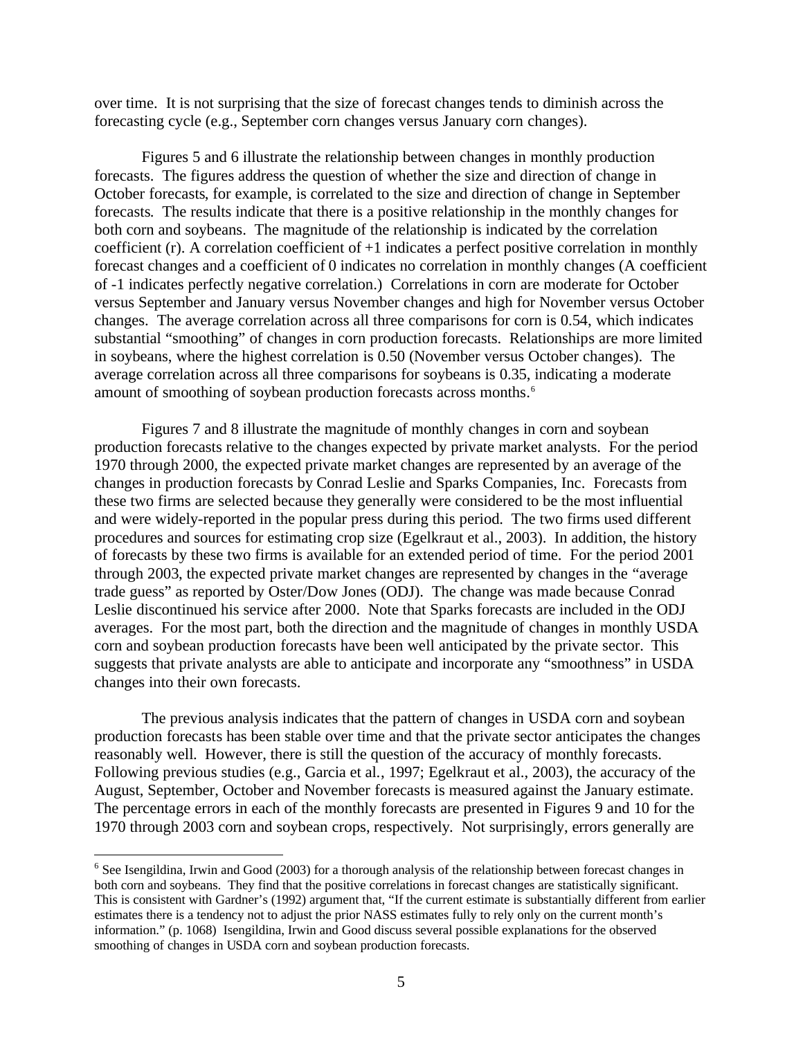over time. It is not surprising that the size of forecast changes tends to diminish across the forecasting cycle (e.g., September corn changes versus January corn changes).

Figures 5 and 6 illustrate the relationship between changes in monthly production forecasts. The figures address the question of whether the size and direction of change in October forecasts, for example, is correlated to the size and direction of change in September forecasts. The results indicate that there is a positive relationship in the monthly changes for both corn and soybeans. The magnitude of the relationship is indicated by the correlation coefficient (r). A correlation coefficient of +1 indicates a perfect positive correlation in monthly forecast changes and a coefficient of 0 indicates no correlation in monthly changes (A coefficient of -1 indicates perfectly negative correlation.) Correlations in corn are moderate for October versus September and January versus November changes and high for November versus October changes. The average correlation across all three comparisons for corn is 0.54, which indicates substantial "smoothing" of changes in corn production forecasts. Relationships are more limited in soybeans, where the highest correlation is 0.50 (November versus October changes). The average correlation across all three comparisons for soybeans is 0.35, indicating a moderate amount of smoothing of soybean production forecasts across months.[6]

Figures 7 and 8 illustrate the magnitude of monthly changes in corn and soybean production forecasts relative to the changes expected by private market analysts. For the period 1970 through 2000, the expected private market changes are represented by an average of the changes in production forecasts by Conrad Leslie and Sparks Companies, Inc. Forecasts from these two firms are selected because they generally were considered to be the most influential and were widely-reported in the popular press during this period. The two firms used different procedures and sources for estimating crop size (Egelkraut et al., 2003). In addition, the history of forecasts by these two firms is available for an extended period of time. For the period 2001 through 2003, the expected private market changes are represented by changes in the "average trade guess" as reported by Oster/Dow Jones (ODJ). The change was made because Conrad Leslie discontinued his service after 2000. Note that Sparks forecasts are included in the ODJ averages. For the most part, both the direction and the magnitude of changes in monthly USDA corn and soybean production forecasts have been well anticipated by the private sector. This suggests that private analysts are able to anticipate and incorporate any "smoothness" in USDA changes into their own forecasts.

The previous analysis indicates that the pattern of changes in USDA corn and soybean production forecasts has been stable over time and that the private sector anticipates the changes reasonably well. However, there is still the question of the accuracy of monthly forecasts. Following previous studies (e.g., Garcia et al., 1997; Egelkraut et al., 2003), the accuracy of the August, September, October and November forecasts is measured against the January estimate. The percentage errors in each of the monthly forecasts are presented in Figures 9 and 10 for the 1970 through 2003 corn and soybean crops, respectively. Not surprisingly, errors generally are

[6] See Isengildina, Irwin and Good (2003) for a thorough analysis of the relationship between forecast changes in both corn and soybeans. They find that the positive correlations in forecast changes are statistically significant. This is consistent with Gardner's (1992) argument that, "If the current estimate is substantially different from earlier estimates there is a tendency not to adjust the prior NASS estimates fully to rely only on the current month's information." (p. 1068) Isengildina, Irwin and Good discuss several possible explanations for the observed smoothing of changes in USDA corn and soybean production forecasts.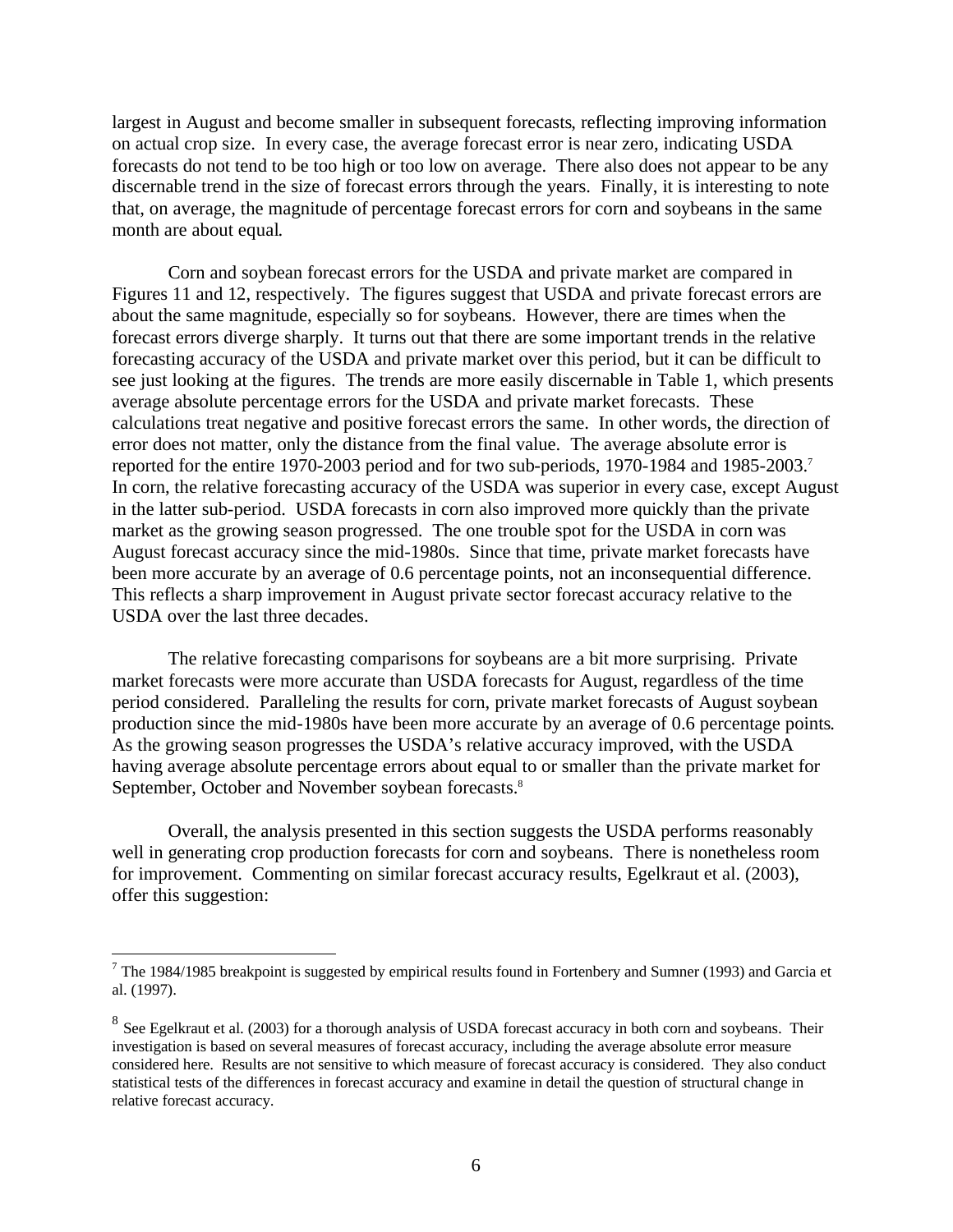largest in August and become smaller in subsequent forecasts, reflecting improving information on actual crop size. In every case, the average forecast error is near zero, indicating USDA forecasts do not tend to be too high or too low on average. There also does not appear to be any discernable trend in the size of forecast errors through the years. Finally, it is interesting to note that, on average, the magnitude of percentage forecast errors for corn and soybeans in the same month are about equal.

Corn and soybean forecast errors for the USDA and private market are compared in Figures 11 and 12, respectively. The figures suggest that USDA and private forecast errors are about the same magnitude, especially so for soybeans. However, there are times when the forecast errors diverge sharply. It turns out that there are some important trends in the relative forecasting accuracy of the USDA and private market over this period, but it can be difficult to see just looking at the figures. The trends are more easily discernable in Table 1, which presents average absolute percentage errors for the USDA and private market forecasts. These calculations treat negative and positive forecast errors the same. In other words, the direction of error does not matter, only the distance from the final value. The average absolute error is reported for the entire 1970-2003 period and for two sub-periods, 1970-1984 and 1985-2003.[7] In corn, the relative forecasting accuracy of the USDA was superior in every case, except August in the latter sub-period. USDA forecasts in corn also improved more quickly than the private market as the growing season progressed. The one trouble spot for the USDA in corn was August forecast accuracy since the mid-1980s. Since that time, private market forecasts have been more accurate by an average of 0.6 percentage points, not an inconsequential difference. This reflects a sharp improvement in August private sector forecast accuracy relative to the USDA over the last three decades.

The relative forecasting comparisons for soybeans are a bit more surprising. Private market forecasts were more accurate than USDA forecasts for August, regardless of the time period considered. Paralleling the results for corn, private market forecasts of August soybean production since the mid-1980s have been more accurate by an average of 0.6 percentage points. As the growing season progresses the USDA's relative accuracy improved, with the USDA having average absolute percentage errors about equal to or smaller than the private market for September, October and November soybean forecasts.[8]

Overall, the analysis presented in this section suggests the USDA performs reasonably well in generating crop production forecasts for corn and soybeans. There is nonetheless room for improvement. Commenting on similar forecast accuracy results, Egelkraut et al. (2003), offer this suggestion:

---

[7] The 1984/1985 breakpoint is suggested by empirical results found in Fortenbery and Sumner (1993) and Garcia et al. (1997).

[8] See Egelkraut et al. (2003) for a thorough analysis of USDA forecast accuracy in both corn and soybeans. Their investigation is based on several measures of forecast accuracy, including the average absolute error measure considered here. Results are not sensitive to which measure of forecast accuracy is considered. They also conduct statistical tests of the differences in forecast accuracy and examine in detail the question of structural change in relative forecast accuracy.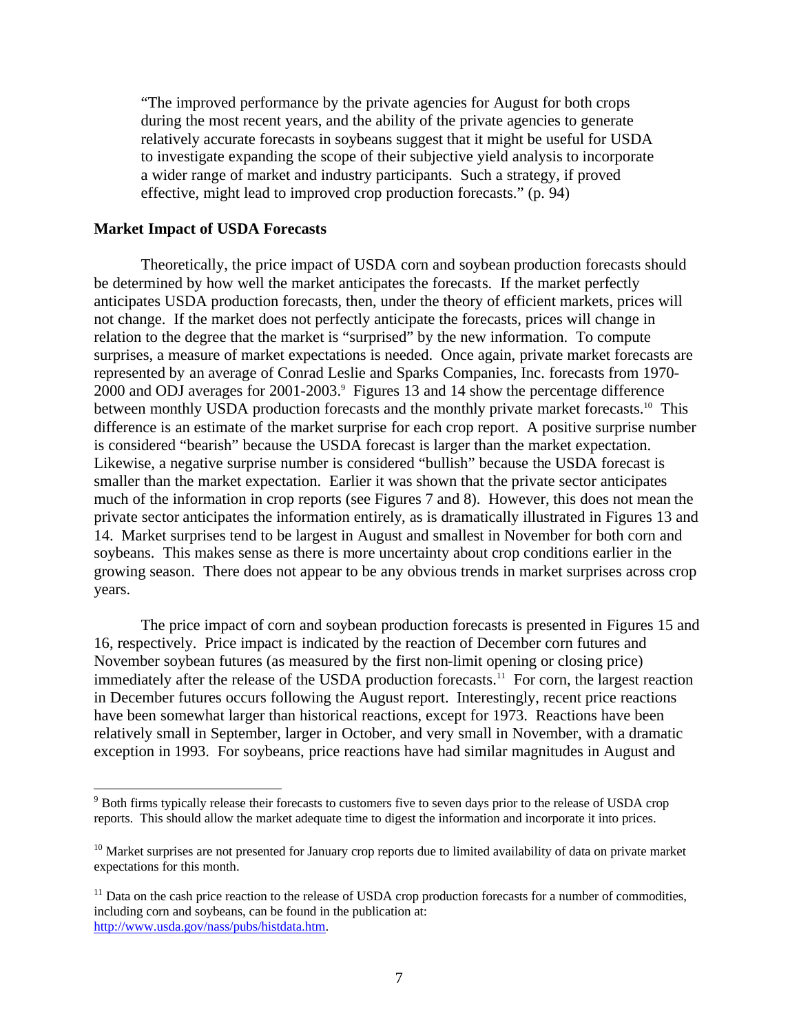> "The improved performance by the private agencies for August for both crops during the most recent years, and the ability of the private agencies to generate relatively accurate forecasts in soybeans suggest that it might be useful for USDA to investigate expanding the scope of their subjective yield analysis to incorporate a wider range of market and industry participants. Such a strategy, if proved effective, might lead to improved crop production forecasts." (p. 94)

**Market Impact of USDA Forecasts**

Theoretically, the price impact of USDA corn and soybean production forecasts should be determined by how well the market anticipates the forecasts. If the market perfectly anticipates USDA production forecasts, then, under the theory of efficient markets, prices will not change. If the market does not perfectly anticipate the forecasts, prices will change in relation to the degree that the market is "surprised" by the new information. To compute surprises, a measure of market expectations is needed. Once again, private market forecasts are represented by an average of Conrad Leslie and Sparks Companies, Inc. forecasts from 1970-2000 and ODJ averages for 2001-2003.[9] Figures 13 and 14 show the percentage difference between monthly USDA production forecasts and the monthly private market forecasts.[10] This difference is an estimate of the market surprise for each crop report. A positive surprise number is considered "bearish" because the USDA forecast is larger than the market expectation. Likewise, a negative surprise number is considered "bullish" because the USDA forecast is smaller than the market expectation. Earlier it was shown that the private sector anticipates much of the information in crop reports (see Figures 7 and 8). However, this does not mean the private sector anticipates the information entirely, as is dramatically illustrated in Figures 13 and 14. Market surprises tend to be largest in August and smallest in November for both corn and soybeans. This makes sense as there is more uncertainty about crop conditions earlier in the growing season. There does not appear to be any obvious trends in market surprises across crop years.

The price impact of corn and soybean production forecasts is presented in Figures 15 and 16, respectively. Price impact is indicated by the reaction of December corn futures and November soybean futures (as measured by the first non-limit opening or closing price) immediately after the release of the USDA production forecasts.[11] For corn, the largest reaction in December futures occurs following the August report. Interestingly, recent price reactions have been somewhat larger than historical reactions, except for 1973. Reactions have been relatively small in September, larger in October, and very small in November, with a dramatic exception in 1993. For soybeans, price reactions have had similar magnitudes in August and

---

[9] Both firms typically release their forecasts to customers five to seven days prior to the release of USDA crop reports. This should allow the market adequate time to digest the information and incorporate it into prices.

[10] Market surprises are not presented for January crop reports due to limited availability of data on private market expectations for this month.

[11] Data on the cash price reaction to the release of USDA crop production forecasts for a number of commodities, including corn and soybeans, can be found in the publication at: http://www.usda.gov/nass/pubs/histdata.htm.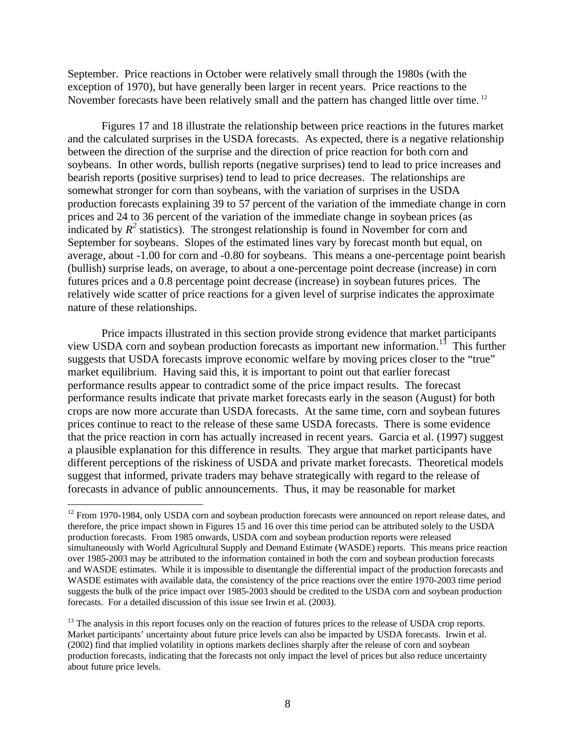September. Price reactions in October were relatively small through the 1980s (with the exception of 1970), but have generally been larger in recent years. Price reactions to the November forecasts have been relatively small and the pattern has changed little over time.[12]

Figures 17 and 18 illustrate the relationship between price reactions in the futures market and the calculated surprises in the USDA forecasts. As expected, there is a negative relationship between the direction of the surprise and the direction of price reaction for both corn and soybeans. In other words, bullish reports (negative surprises) tend to lead to price increases and bearish reports (positive surprises) tend to lead to price decreases. The relationships are somewhat stronger for corn than soybeans, with the variation of surprises in the USDA production forecasts explaining 39 to 57 percent of the variation of the immediate change in corn prices and 24 to 36 percent of the variation of the immediate change in soybean prices (as indicated by $R^2$ statistics). The strongest relationship is found in November for corn and September for soybeans. Slopes of the estimated lines vary by forecast month but equal, on average, about -1.00 for corn and -0.80 for soybeans. This means a one-percentage point bearish (bullish) surprise leads, on average, to about a one-percentage point decrease (increase) in corn futures prices and a 0.8 percentage point decrease (increase) in soybean futures prices. The relatively wide scatter of price reactions for a given level of surprise indicates the approximate nature of these relationships.

Price impacts illustrated in this section provide strong evidence that market participants view USDA corn and soybean production forecasts as important new information.[13] This further suggests that USDA forecasts improve economic welfare by moving prices closer to the "true" market equilibrium. Having said this, it is important to point out that earlier forecast performance results appear to contradict some of the price impact results. The forecast performance results indicate that private market forecasts early in the season (August) for both crops are now more accurate than USDA forecasts. At the same time, corn and soybean futures prices continue to react to the release of these same USDA forecasts. There is some evidence that the price reaction in corn has actually increased in recent years. Garcia et al. (1997) suggest a plausible explanation for this difference in results. They argue that market participants have different perceptions of the riskiness of USDA and private market forecasts. Theoretical models suggest that informed, private traders may behave strategically with regard to the release of forecasts in advance of public announcements. Thus, it may be reasonable for market

---

[12] From 1970-1984, only USDA corn and soybean production forecasts were announced on report release dates, and therefore, the price impact shown in Figures 15 and 16 over this time period can be attributed solely to the USDA production forecasts. From 1985 onwards, USDA corn and soybean production reports were released simultaneously with World Agricultural Supply and Demand Estimate (WASDE) reports. This means price reaction over 1985-2003 may be attributed to the information contained in both the corn and soybean production forecasts and WASDE estimates. While it is impossible to disentangle the differential impact of the production forecasts and WASDE estimates with available data, the consistency of the price reactions over the entire 1970-2003 time period suggests the bulk of the price impact over 1985-2003 should be credited to the USDA corn and soybean production forecasts. For a detailed discussion of this issue see Irwin et al. (2003).

[13] The analysis in this report focuses only on the reaction of futures prices to the release of USDA crop reports. Market participants' uncertainty about future price levels can also be impacted by USDA forecasts. Irwin et al. (2002) find that implied volatility in options markets declines sharply after the release of corn and soybean production forecasts, indicating that the forecasts not only impact the level of prices but also reduce uncertainty about future price levels.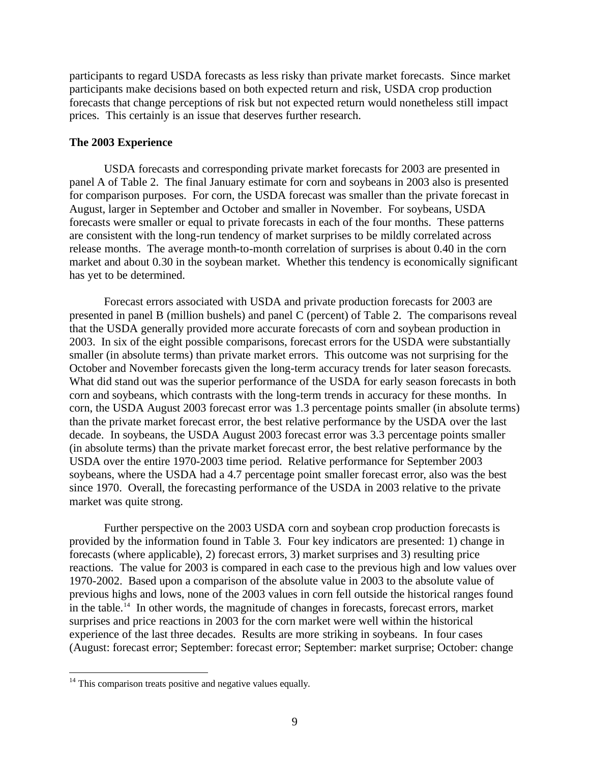participants to regard USDA forecasts as less risky than private market forecasts. Since market participants make decisions based on both expected return and risk, USDA crop production forecasts that change perceptions of risk but not expected return would nonetheless still impact prices. This certainly is an issue that deserves further research.

**The 2003 Experience**

USDA forecasts and corresponding private market forecasts for 2003 are presented in panel A of Table 2. The final January estimate for corn and soybeans in 2003 also is presented for comparison purposes. For corn, the USDA forecast was smaller than the private forecast in August, larger in September and October and smaller in November. For soybeans, USDA forecasts were smaller or equal to private forecasts in each of the four months. These patterns are consistent with the long-run tendency of market surprises to be mildly correlated across release months. The average month-to-month correlation of surprises is about 0.40 in the corn market and about 0.30 in the soybean market. Whether this tendency is economically significant has yet to be determined.

Forecast errors associated with USDA and private production forecasts for 2003 are presented in panel B (million bushels) and panel C (percent) of Table 2. The comparisons reveal that the USDA generally provided more accurate forecasts of corn and soybean production in 2003. In six of the eight possible comparisons, forecast errors for the USDA were substantially smaller (in absolute terms) than private market errors. This outcome was not surprising for the October and November forecasts given the long-term accuracy trends for later season forecasts. What did stand out was the superior performance of the USDA for early season forecasts in both corn and soybeans, which contrasts with the long-term trends in accuracy for these months. In corn, the USDA August 2003 forecast error was 1.3 percentage points smaller (in absolute terms) than the private market forecast error, the best relative performance by the USDA over the last decade. In soybeans, the USDA August 2003 forecast error was 3.3 percentage points smaller (in absolute terms) than the private market forecast error, the best relative performance by the USDA over the entire 1970-2003 time period. Relative performance for September 2003 soybeans, where the USDA had a 4.7 percentage point smaller forecast error, also was the best since 1970. Overall, the forecasting performance of the USDA in 2003 relative to the private market was quite strong.

Further perspective on the 2003 USDA corn and soybean crop production forecasts is provided by the information found in Table 3. Four key indicators are presented: 1) change in forecasts (where applicable), 2) forecast errors, 3) market surprises and 3) resulting price reactions. The value for 2003 is compared in each case to the previous high and low values over 1970-2002. Based upon a comparison of the absolute value in 2003 to the absolute value of previous highs and lows, none of the 2003 values in corn fell outside the historical ranges found in the table.[14] In other words, the magnitude of changes in forecasts, forecast errors, market surprises and price reactions in 2003 for the corn market were well within the historical experience of the last three decades. Results are more striking in soybeans. In four cases (August: forecast error; September: forecast error; September: market surprise; October: change

[14] This comparison treats positive and negative values equally.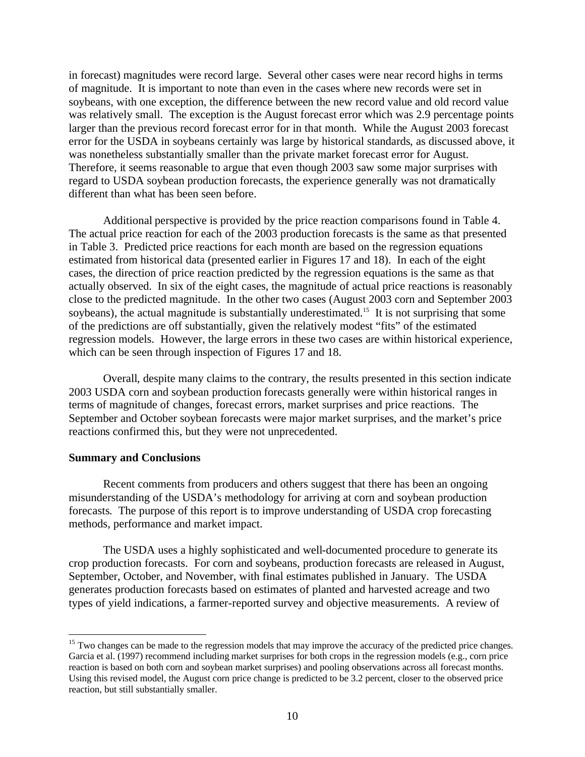in forecast) magnitudes were record large. Several other cases were near record highs in terms of magnitude. It is important to note than even in the cases where new records were set in soybeans, with one exception, the difference between the new record value and old record value was relatively small. The exception is the August forecast error which was 2.9 percentage points larger than the previous record forecast error for in that month. While the August 2003 forecast error for the USDA in soybeans certainly was large by historical standards, as discussed above, it was nonetheless substantially smaller than the private market forecast error for August. Therefore, it seems reasonable to argue that even though 2003 saw some major surprises with regard to USDA soybean production forecasts, the experience generally was not dramatically different than what has been seen before.

Additional perspective is provided by the price reaction comparisons found in Table 4. The actual price reaction for each of the 2003 production forecasts is the same as that presented in Table 3. Predicted price reactions for each month are based on the regression equations estimated from historical data (presented earlier in Figures 17 and 18). In each of the eight cases, the direction of price reaction predicted by the regression equations is the same as that actually observed. In six of the eight cases, the magnitude of actual price reactions is reasonably close to the predicted magnitude. In the other two cases (August 2003 corn and September 2003 soybeans), the actual magnitude is substantially underestimated.[15] It is not surprising that some of the predictions are off substantially, given the relatively modest "fits" of the estimated regression models. However, the large errors in these two cases are within historical experience, which can be seen through inspection of Figures 17 and 18.

Overall, despite many claims to the contrary, the results presented in this section indicate 2003 USDA corn and soybean production forecasts generally were within historical ranges in terms of magnitude of changes, forecast errors, market surprises and price reactions. The September and October soybean forecasts were major market surprises, and the market's price reactions confirmed this, but they were not unprecedented.

**Summary and Conclusions**

Recent comments from producers and others suggest that there has been an ongoing misunderstanding of the USDA's methodology for arriving at corn and soybean production forecasts. The purpose of this report is to improve understanding of USDA crop forecasting methods, performance and market impact.

The USDA uses a highly sophisticated and well-documented procedure to generate its crop production forecasts. For corn and soybeans, production forecasts are released in August, September, October, and November, with final estimates published in January. The USDA generates production forecasts based on estimates of planted and harvested acreage and two types of yield indications, a farmer-reported survey and objective measurements. A review of

---

[15] Two changes can be made to the regression models that may improve the accuracy of the predicted price changes. Garcia et al. (1997) recommend including market surprises for both crops in the regression models (e.g., corn price reaction is based on both corn and soybean market surprises) and pooling observations across all forecast months. Using this revised model, the August corn price change is predicted to be 3.2 percent, closer to the observed price reaction, but still substantially smaller.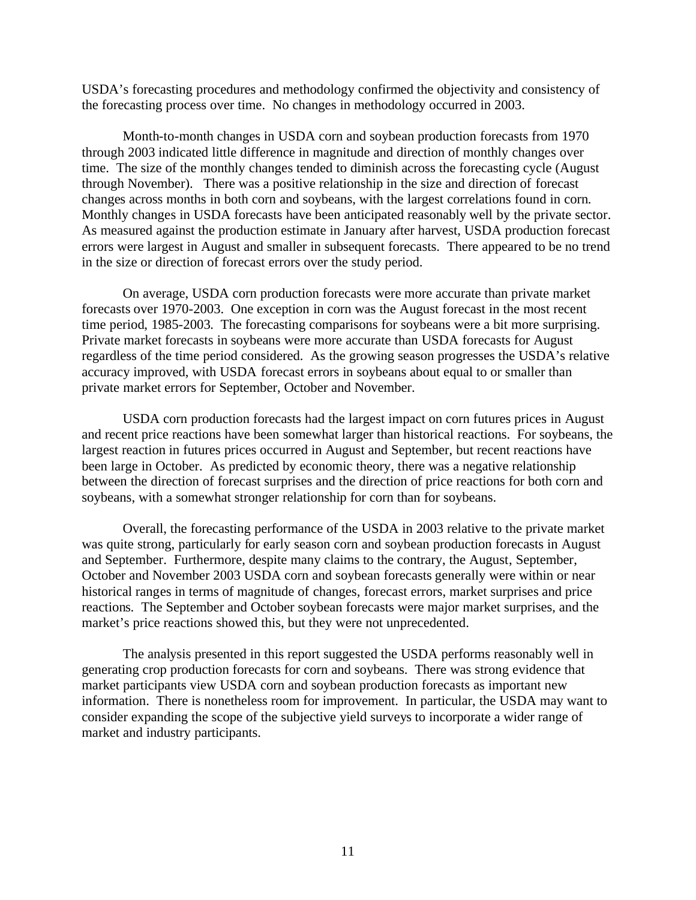USDA's forecasting procedures and methodology confirmed the objectivity and consistency of the forecasting process over time. No changes in methodology occurred in 2003.

Month-to-month changes in USDA corn and soybean production forecasts from 1970 through 2003 indicated little difference in magnitude and direction of monthly changes over time. The size of the monthly changes tended to diminish across the forecasting cycle (August through November). There was a positive relationship in the size and direction of forecast changes across months in both corn and soybeans, with the largest correlations found in corn. Monthly changes in USDA forecasts have been anticipated reasonably well by the private sector. As measured against the production estimate in January after harvest, USDA production forecast errors were largest in August and smaller in subsequent forecasts. There appeared to be no trend in the size or direction of forecast errors over the study period.

On average, USDA corn production forecasts were more accurate than private market forecasts over 1970-2003. One exception in corn was the August forecast in the most recent time period, 1985-2003. The forecasting comparisons for soybeans were a bit more surprising. Private market forecasts in soybeans were more accurate than USDA forecasts for August regardless of the time period considered. As the growing season progresses the USDA's relative accuracy improved, with USDA forecast errors in soybeans about equal to or smaller than private market errors for September, October and November.

USDA corn production forecasts had the largest impact on corn futures prices in August and recent price reactions have been somewhat larger than historical reactions. For soybeans, the largest reaction in futures prices occurred in August and September, but recent reactions have been large in October. As predicted by economic theory, there was a negative relationship between the direction of forecast surprises and the direction of price reactions for both corn and soybeans, with a somewhat stronger relationship for corn than for soybeans.

Overall, the forecasting performance of the USDA in 2003 relative to the private market was quite strong, particularly for early season corn and soybean production forecasts in August and September. Furthermore, despite many claims to the contrary, the August, September, October and November 2003 USDA corn and soybean forecasts generally were within or near historical ranges in terms of magnitude of changes, forecast errors, market surprises and price reactions. The September and October soybean forecasts were major market surprises, and the market's price reactions showed this, but they were not unprecedented.

The analysis presented in this report suggested the USDA performs reasonably well in generating crop production forecasts for corn and soybeans. There was strong evidence that market participants view USDA corn and soybean production forecasts as important new information. There is nonetheless room for improvement. In particular, the USDA may want to consider expanding the scope of the subjective yield surveys to incorporate a wider range of market and industry participants.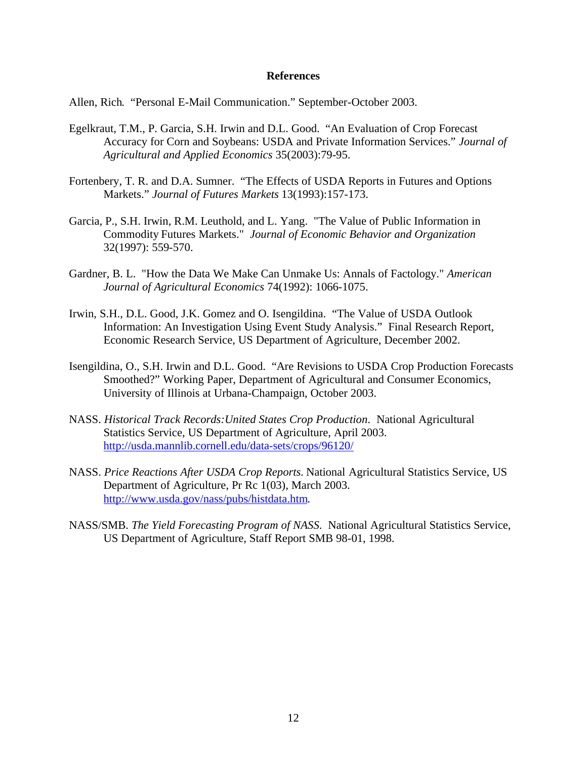## References

Allen, Rich. "Personal E-Mail Communication." September-October 2003.

Egelkraut, T.M., P. Garcia, S.H. Irwin and D.L. Good. "An Evaluation of Crop Forecast Accuracy for Corn and Soybeans: USDA and Private Information Services." *Journal of Agricultural and Applied Economics* 35(2003):79-95.

Fortenbery, T. R. and D.A. Sumner. "The Effects of USDA Reports in Futures and Options Markets." *Journal of Futures Markets* 13(1993):157-173.

Garcia, P., S.H. Irwin, R.M. Leuthold, and L. Yang. "The Value of Public Information in Commodity Futures Markets." *Journal of Economic Behavior and Organization* 32(1997): 559-570.

Gardner, B. L. "How the Data We Make Can Unmake Us: Annals of Factology." *American Journal of Agricultural Economics* 74(1992): 1066-1075.

Irwin, S.H., D.L. Good, J.K. Gomez and O. Isengildina. "The Value of USDA Outlook Information: An Investigation Using Event Study Analysis." Final Research Report, Economic Research Service, US Department of Agriculture, December 2002.

Isengildina, O., S.H. Irwin and D.L. Good. "Are Revisions to USDA Crop Production Forecasts Smoothed?" Working Paper, Department of Agricultural and Consumer Economics, University of Illinois at Urbana-Champaign, October 2003.

NASS. *Historical Track Records:United States Crop Production.* National Agricultural Statistics Service, US Department of Agriculture, April 2003. http://usda.mannlib.cornell.edu/data-sets/crops/96120/

NASS. *Price Reactions After USDA Crop Reports.* National Agricultural Statistics Service, US Department of Agriculture, Pr Rc 1(03), March 2003. http://www.usda.gov/nass/pubs/histdata.htm.

NASS/SMB. *The Yield Forecasting Program of NASS.* National Agricultural Statistics Service, US Department of Agriculture, Staff Report SMB 98-01, 1998.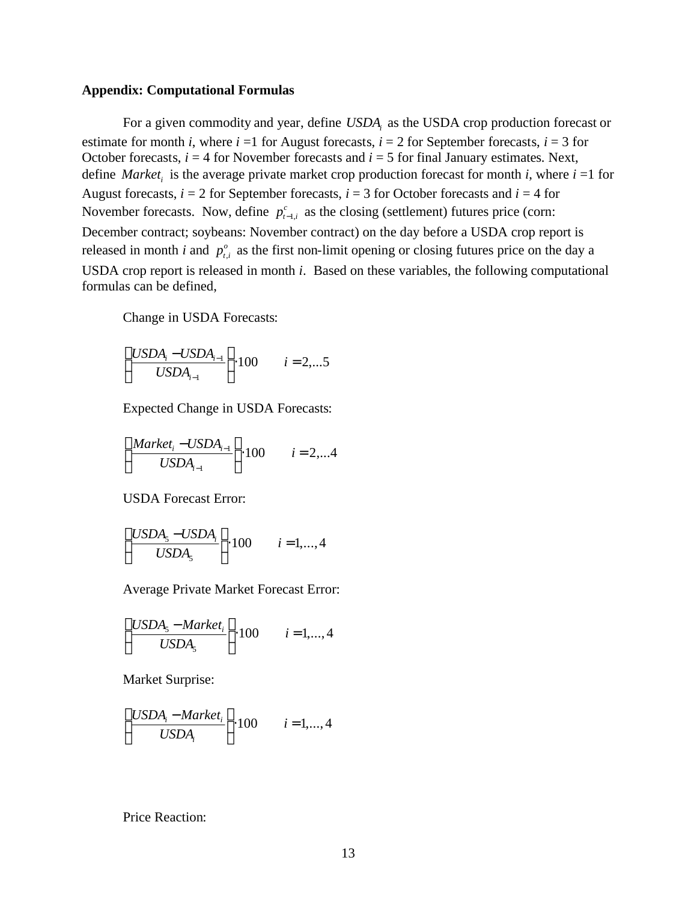**Appendix: Computational Formulas**

For a given commodity and year, define $USDA_i$ as the USDA crop production forecast or estimate for month *i*, where *i* =1 for August forecasts, *i* = 2 for September forecasts, *i* = 3 for October forecasts, *i* = 4 for November forecasts and *i* = 5 for final January estimates. Next, define $Market_i$ is the average private market crop production forecast for month *i*, where *i* =1 for August forecasts, *i* = 2 for September forecasts, *i* = 3 for October forecasts and *i* = 4 for November forecasts. Now, define $p^c_{t-1,i}$ as the closing (settlement) futures price (corn: December contract; soybeans: November contract) on the day before a USDA crop report is released in month *i* and $p^o_{t,i}$ as the first non-limit opening or closing futures price on the day a USDA crop report is released in month *i*. Based on these variables, the following computational formulas can be defined,

Change in USDA Forecasts:

$$\left(\frac{USDA_i - USDA_{i-1}}{USDA_{i-1}}\right)\cdot 100 \qquad i = 2,...5$$

Expected Change in USDA Forecasts:

$$\left(\frac{Market_i - USDA_{i-1}}{USDA_{i-1}}\right)\cdot 100 \qquad i = 2,...4$$

USDA Forecast Error:

$$\left(\frac{USDA_5 - USDA_i}{USDA_5}\right)\cdot 100 \qquad i = 1,...,4$$

Average Private Market Forecast Error:

$$\left(\frac{USDA_5 - Market_i}{USDA_5}\right)\cdot 100 \qquad i = 1,...,4$$

Market Surprise:

$$\left(\frac{USDA_i - Market_i}{USDA_i}\right)\cdot 100 \qquad i = 1,...,4$$

Price Reaction: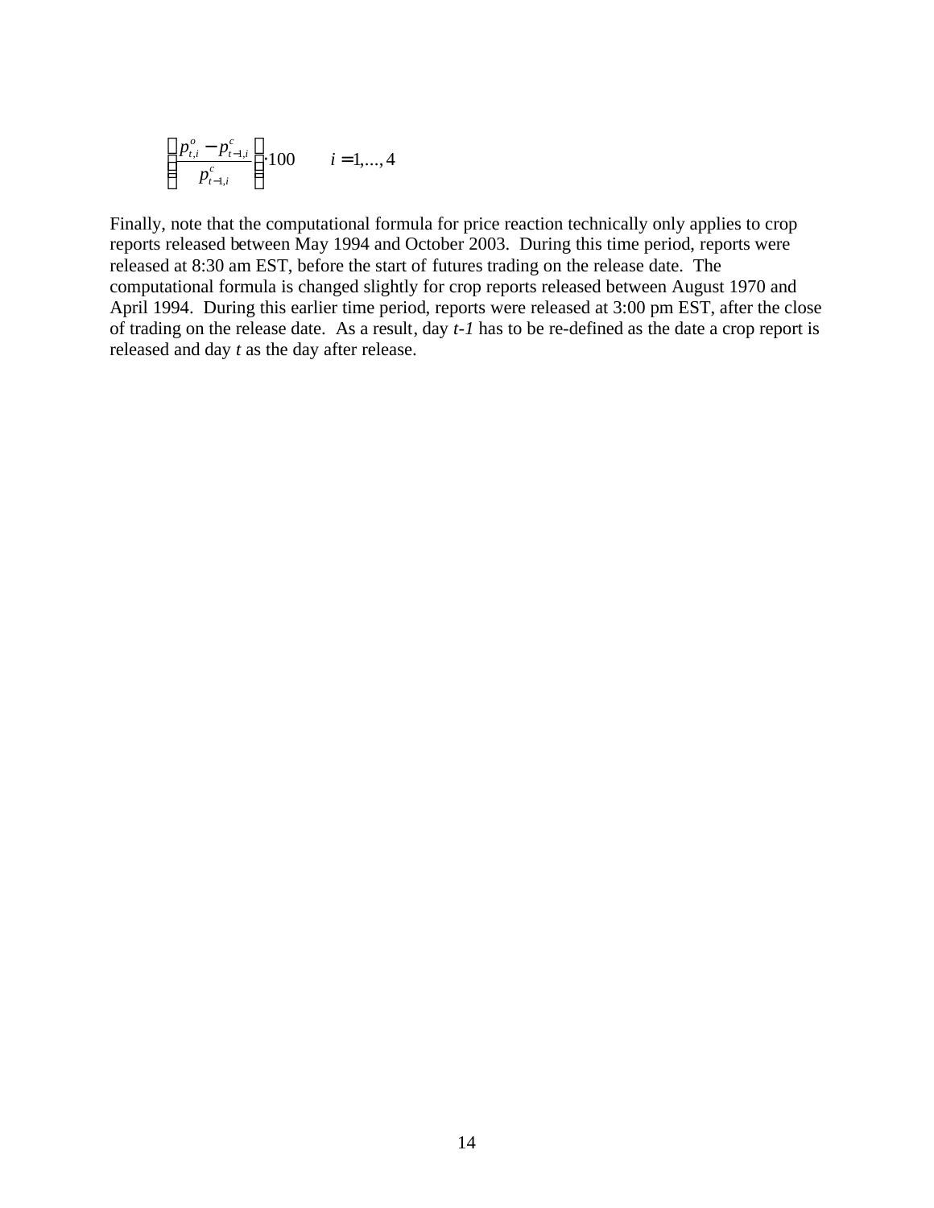$$\left(\frac{p_{t,i}^{o} - p_{t-1,i}^{c}}{p_{t-1,i}^{c}}\right) \cdot 100 \qquad i = 1,...,4$$

Finally, note that the computational formula for price reaction technically only applies to crop reports released between May 1994 and October 2003. During this time period, reports were released at 8:30 am EST, before the start of futures trading on the release date. The computational formula is changed slightly for crop reports released between August 1970 and April 1994. During this earlier time period, reports were released at 3:00 pm EST, after the close of trading on the release date. As a result, day *t-1* has to be re-defined as the date a crop report is released and day *t* as the day after release.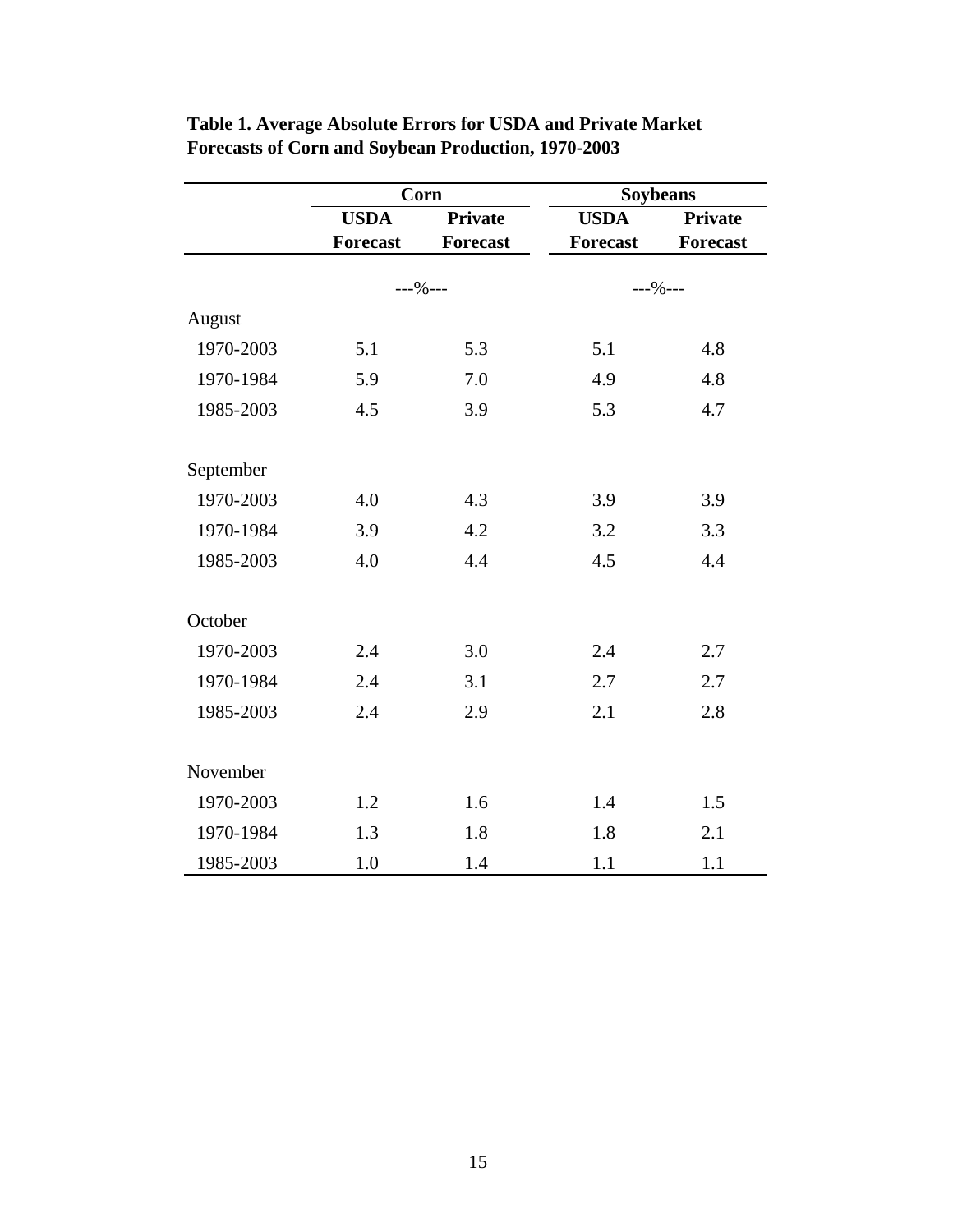**Table 1. Average Absolute Errors for USDA and Private Market Forecasts of Corn and Soybean Production, 1970-2003**

| | Corn | | Soybeans | |
|---|---|---|---|---|
| | USDA Forecast | Private Forecast | USDA Forecast | Private Forecast |
| | ---%--- | | ---%--- | |
| August | | | | |
| 1970-2003 | 5.1 | 5.3 | 5.1 | 4.8 |
| 1970-1984 | 5.9 | 7.0 | 4.9 | 4.8 |
| 1985-2003 | 4.5 | 3.9 | 5.3 | 4.7 |
| September | | | | |
| 1970-2003 | 4.0 | 4.3 | 3.9 | 3.9 |
| 1970-1984 | 3.9 | 4.2 | 3.2 | 3.3 |
| 1985-2003 | 4.0 | 4.4 | 4.5 | 4.4 |
| October | | | | |
| 1970-2003 | 2.4 | 3.0 | 2.4 | 2.7 |
| 1970-1984 | 2.4 | 3.1 | 2.7 | 2.7 |
| 1985-2003 | 2.4 | 2.9 | 2.1 | 2.8 |
| November | | | | |
| 1970-2003 | 1.2 | 1.6 | 1.4 | 1.5 |
| 1970-1984 | 1.3 | 1.8 | 1.8 | 2.1 |
| 1985-2003 | 1.0 | 1.4 | 1.1 | 1.1 |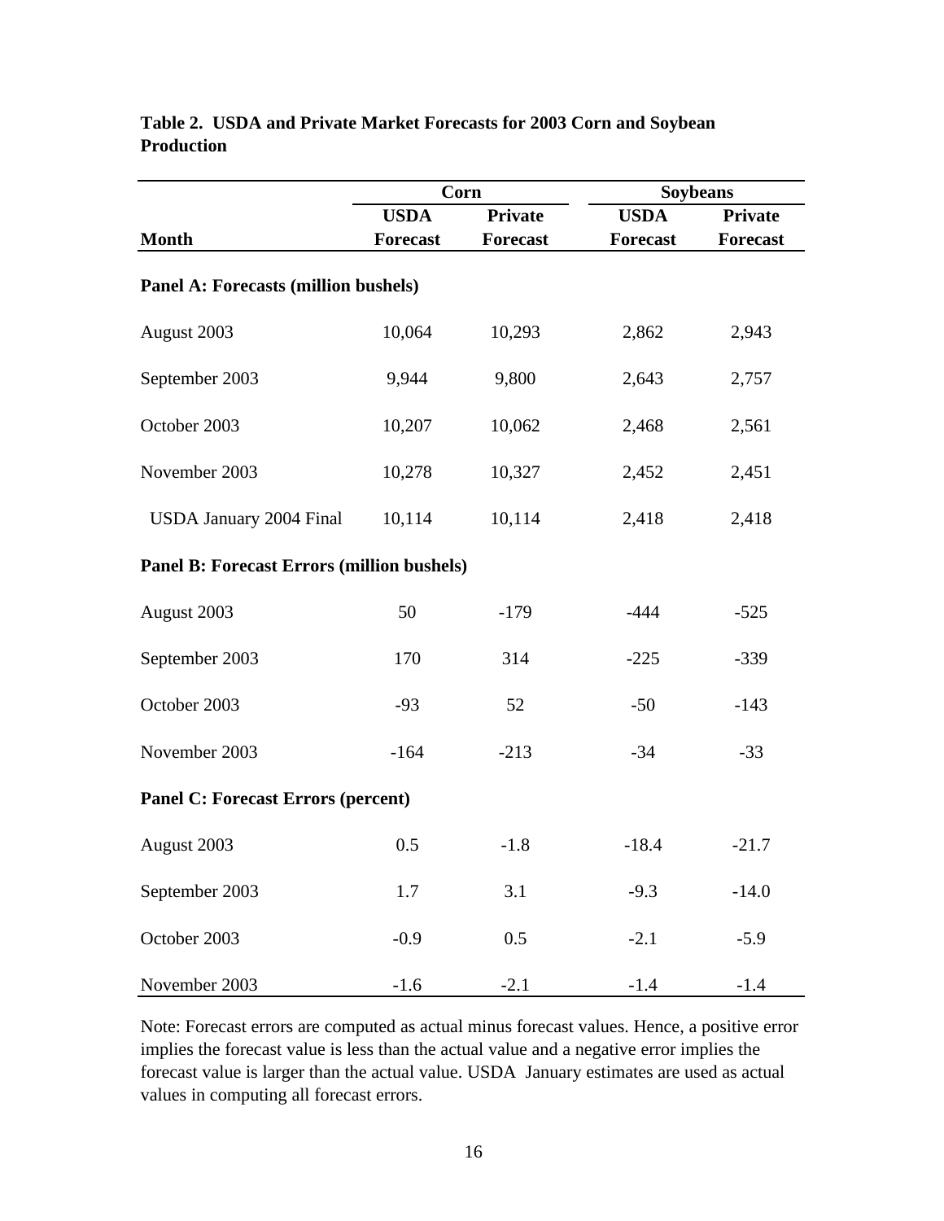**Table 2. USDA and Private Market Forecasts for 2003 Corn and Soybean Production**

| | Corn | | Soybeans | |
|---|---|---|---|---|
| **Month** | **USDA Forecast** | **Private Forecast** | **USDA Forecast** | **Private Forecast** |
| **Panel A: Forecasts (million bushels)** | | | | |
| August 2003 | 10,064 | 10,293 | 2,862 | 2,943 |
| September 2003 | 9,944 | 9,800 | 2,643 | 2,757 |
| October 2003 | 10,207 | 10,062 | 2,468 | 2,561 |
| November 2003 | 10,278 | 10,327 | 2,452 | 2,451 |
| USDA January 2004 Final | 10,114 | 10,114 | 2,418 | 2,418 |
| **Panel B: Forecast Errors (million bushels)** | | | | |
| August 2003 | 50 | -179 | -444 | -525 |
| September 2003 | 170 | 314 | -225 | -339 |
| October 2003 | -93 | 52 | -50 | -143 |
| November 2003 | -164 | -213 | -34 | -33 |
| **Panel C: Forecast Errors (percent)** | | | | |
| August 2003 | 0.5 | -1.8 | -18.4 | -21.7 |
| September 2003 | 1.7 | 3.1 | -9.3 | -14.0 |
| October 2003 | -0.9 | 0.5 | -2.1 | -5.9 |
| November 2003 | -1.6 | -2.1 | -1.4 | -1.4 |

Note: Forecast errors are computed as actual minus forecast values. Hence, a positive error implies the forecast value is less than the actual value and a negative error implies the forecast value is larger than the actual value. USDA January estimates are used as actual values in computing all forecast errors.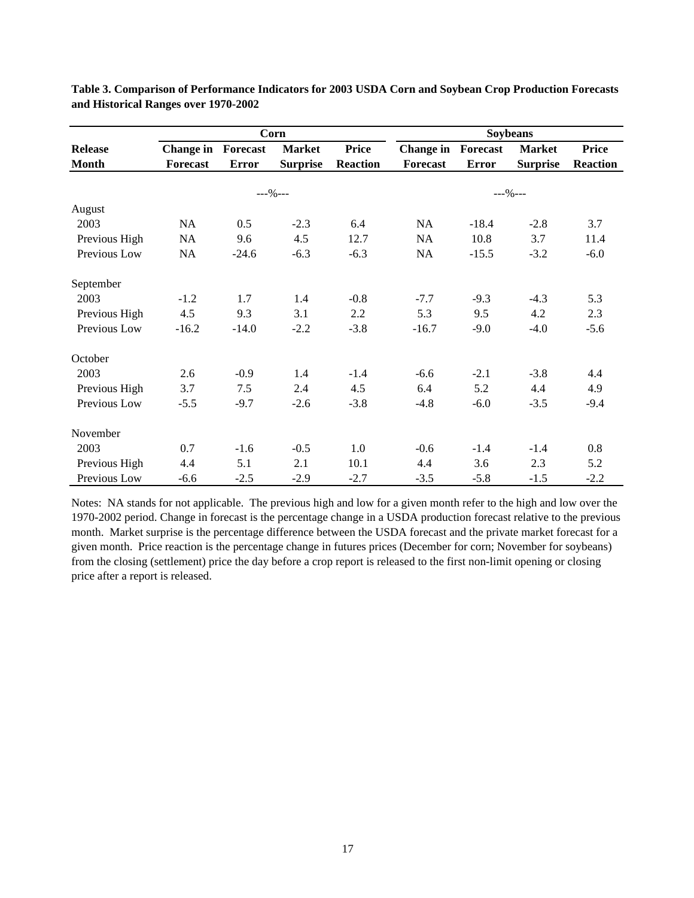**Table 3. Comparison of Performance Indicators for 2003 USDA Corn and Soybean Crop Production Forecasts and Historical Ranges over 1970-2002**

| | Corn | | | | Soybeans | | | |
|---|---|---|---|---|---|---|---|---|
| **Release Month** | **Change in Forecast** | **Forecast Error** | **Market Surprise** | **Price Reaction** | **Change in Forecast** | **Forecast Error** | **Market Surprise** | **Price Reaction** |
| | ---%--- | | | | ---%--- | | | |
| August | | | | | | | | |
| 2003 | NA | 0.5 | -2.3 | 6.4 | NA | -18.4 | -2.8 | 3.7 |
| Previous High | NA | 9.6 | 4.5 | 12.7 | NA | 10.8 | 3.7 | 11.4 |
| Previous Low | NA | -24.6 | -6.3 | -6.3 | NA | -15.5 | -3.2 | -6.0 |
| September | | | | | | | | |
| 2003 | -1.2 | 1.7 | 1.4 | -0.8 | -7.7 | -9.3 | -4.3 | 5.3 |
| Previous High | 4.5 | 9.3 | 3.1 | 2.2 | 5.3 | 9.5 | 4.2 | 2.3 |
| Previous Low | -16.2 | -14.0 | -2.2 | -3.8 | -16.7 | -9.0 | -4.0 | -5.6 |
| October | | | | | | | | |
| 2003 | 2.6 | -0.9 | 1.4 | -1.4 | -6.6 | -2.1 | -3.8 | 4.4 |
| Previous High | 3.7 | 7.5 | 2.4 | 4.5 | 6.4 | 5.2 | 4.4 | 4.9 |
| Previous Low | -5.5 | -9.7 | -2.6 | -3.8 | -4.8 | -6.0 | -3.5 | -9.4 |
| November | | | | | | | | |
| 2003 | 0.7 | -1.6 | -0.5 | 1.0 | -0.6 | -1.4 | -1.4 | 0.8 |
| Previous High | 4.4 | 5.1 | 2.1 | 10.1 | 4.4 | 3.6 | 2.3 | 5.2 |
| Previous Low | -6.6 | -2.5 | -2.9 | -2.7 | -3.5 | -5.8 | -1.5 | -2.2 |

Notes: NA stands for not applicable. The previous high and low for a given month refer to the high and low over the 1970-2002 period. Change in forecast is the percentage change in a USDA production forecast relative to the previous month. Market surprise is the percentage difference between the USDA forecast and the private market forecast for a given month. Price reaction is the percentage change in futures prices (December for corn; November for soybeans) from the closing (settlement) price the day before a crop report is released to the first non-limit opening or closing price after a report is released.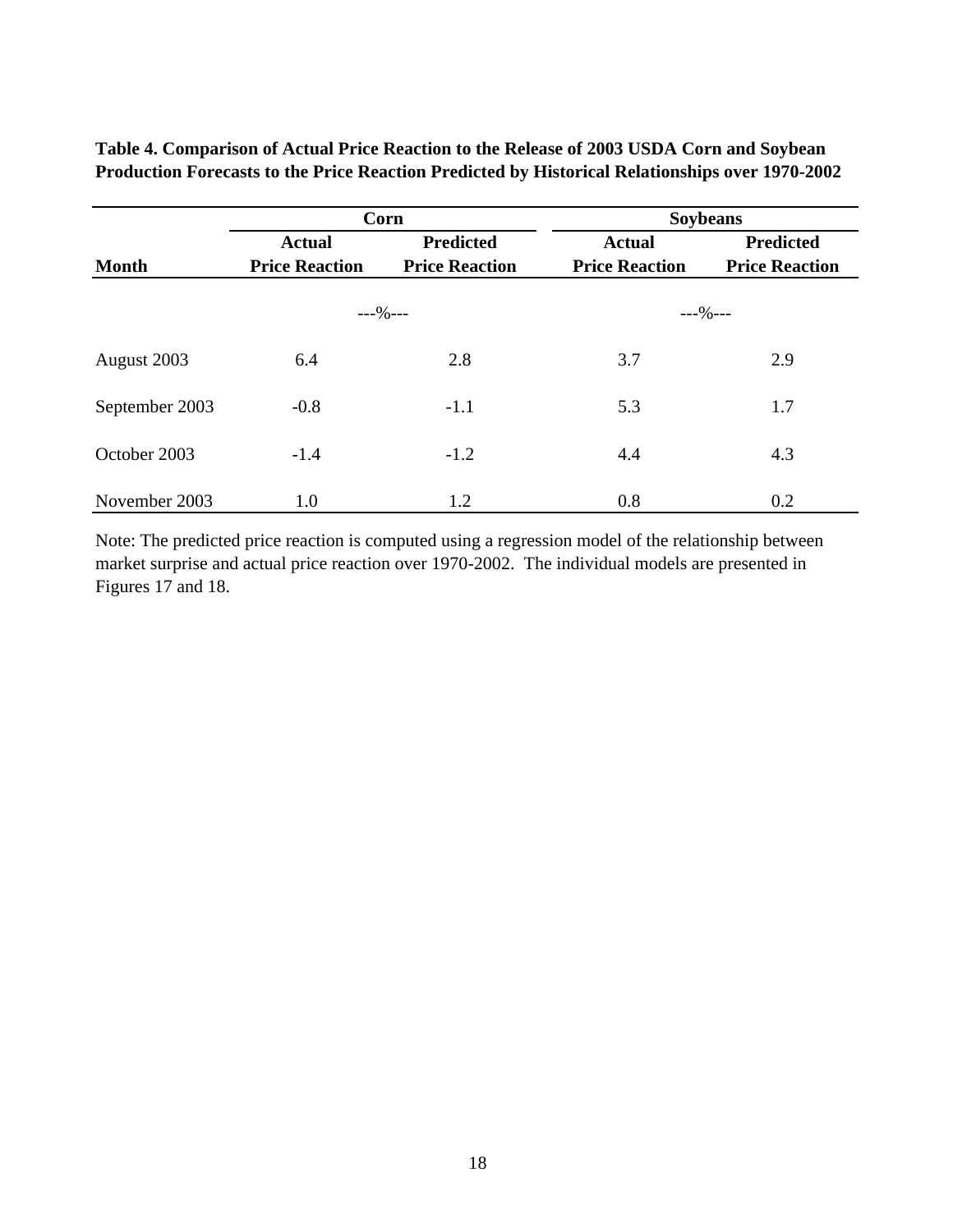**Table 4. Comparison of Actual Price Reaction to the Release of 2003 USDA Corn and Soybean Production Forecasts to the Price Reaction Predicted by Historical Relationships over 1970-2002**

| | Corn | | Soybeans | |
|---|---|---|---|---|
| **Month** | **Actual Price Reaction** | **Predicted Price Reaction** | **Actual Price Reaction** | **Predicted Price Reaction** |
| | ---%--- | | ---%--- | |
| August 2003 | 6.4 | 2.8 | 3.7 | 2.9 |
| September 2003 | -0.8 | -1.1 | 5.3 | 1.7 |
| October 2003 | -1.4 | -1.2 | 4.4 | 4.3 |
| November 2003 | 1.0 | 1.2 | 0.8 | 0.2 |

Note: The predicted price reaction is computed using a regression model of the relationship between market surprise and actual price reaction over 1970-2002. The individual models are presented in Figures 17 and 18.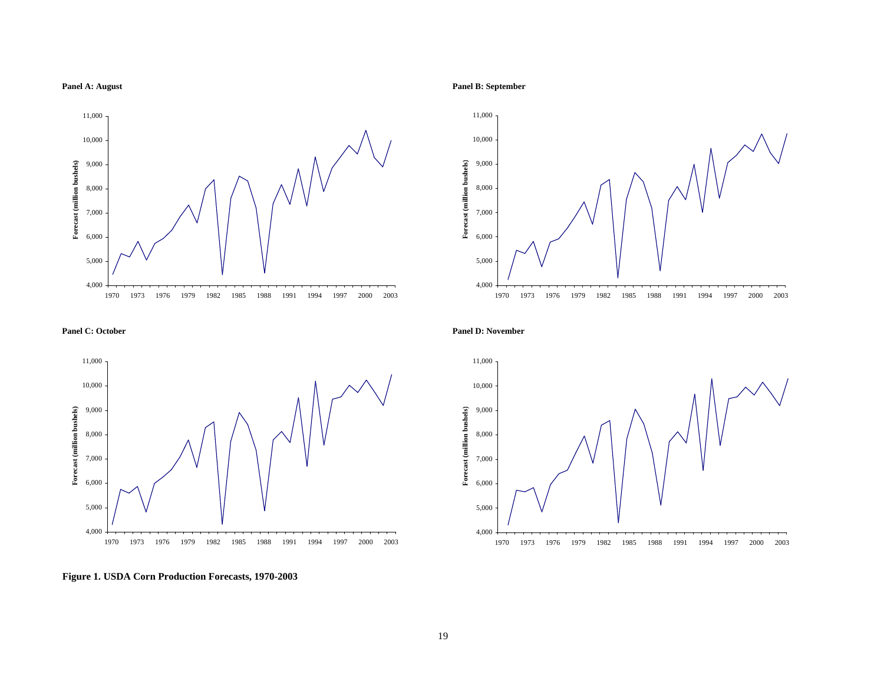**Panel A: August**

**Panel B: September**

**Panel C: October**

**Panel D: November**

**Figure 1. USDA Corn Production Forecasts, 1970-2003**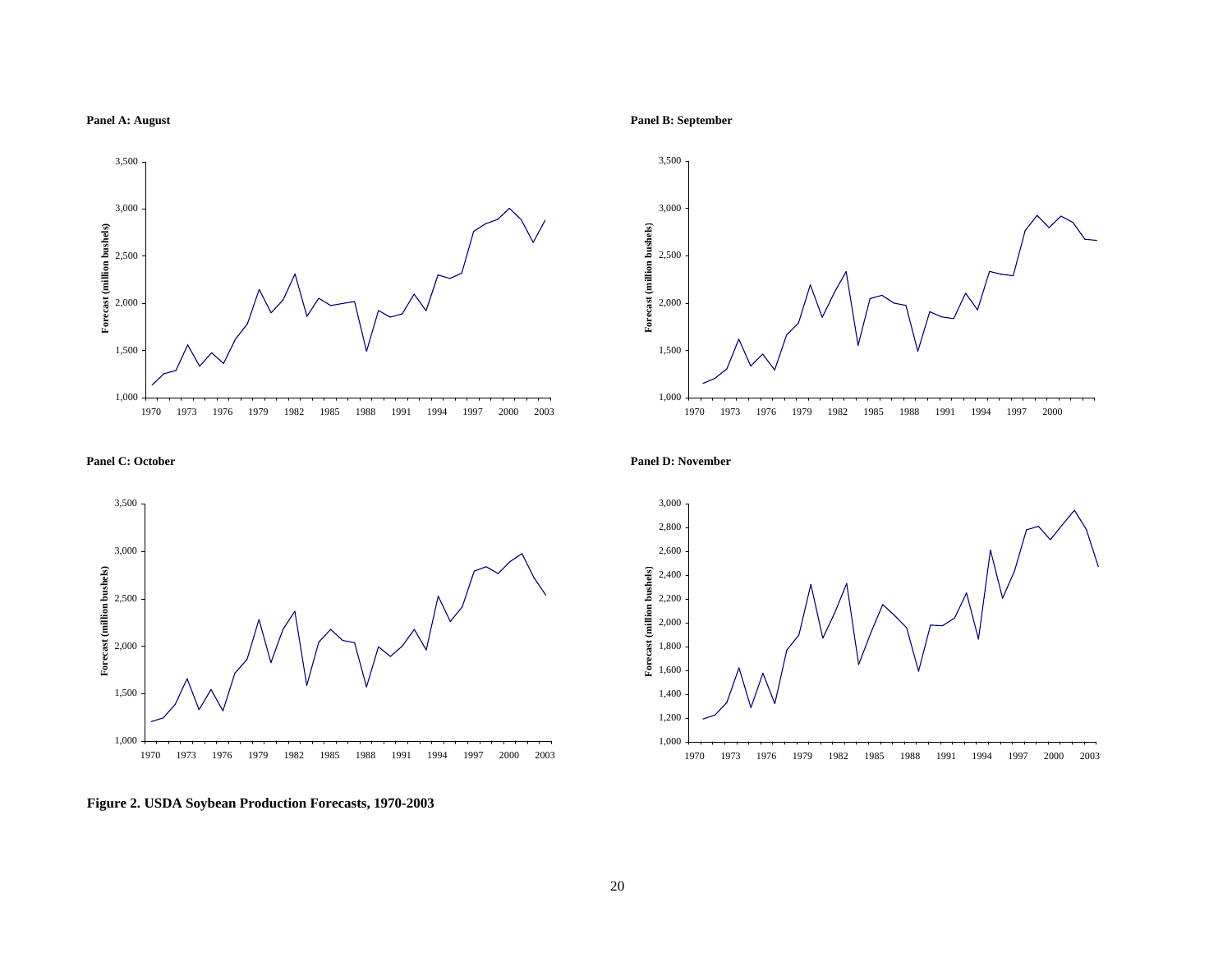**Panel A: August**

**Panel B: September**

**Panel C: October**

**Panel D: November**

**Figure 2. USDA Soybean Production Forecasts, 1970-2003**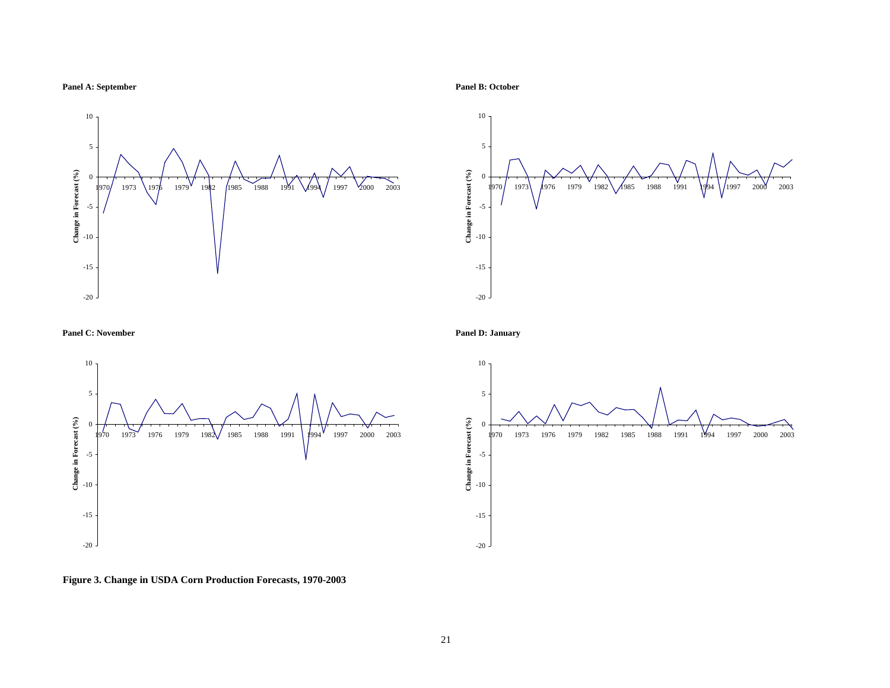**Panel A: September**

**Panel B: October**

**Panel C: November**

**Panel D: January**

**Figure 3. Change in USDA Corn Production Forecasts, 1970-2003**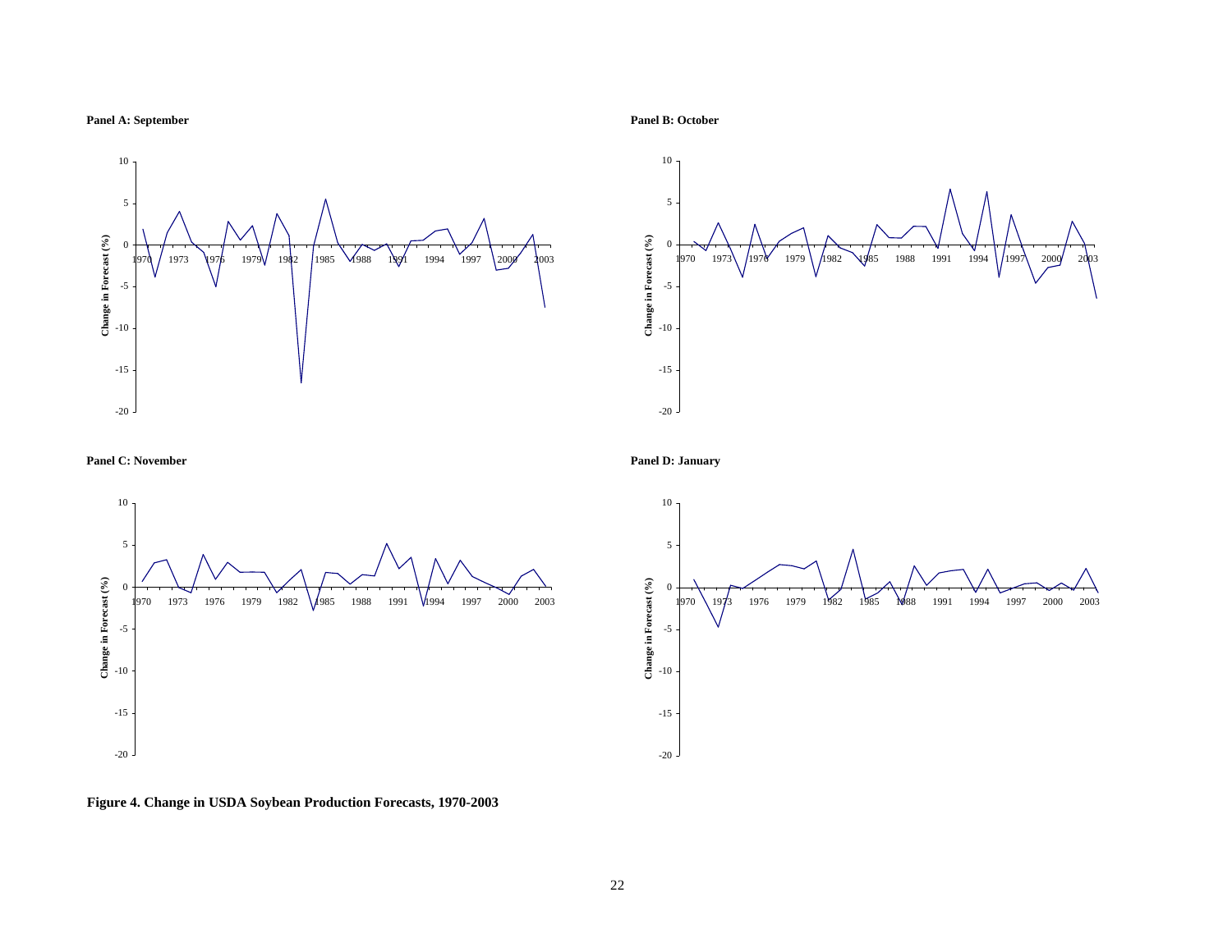**Panel A: September**

**Panel B: October**

**Panel C: November**

**Panel D: January**

**Figure 4. Change in USDA Soybean Production Forecasts, 1970-2003**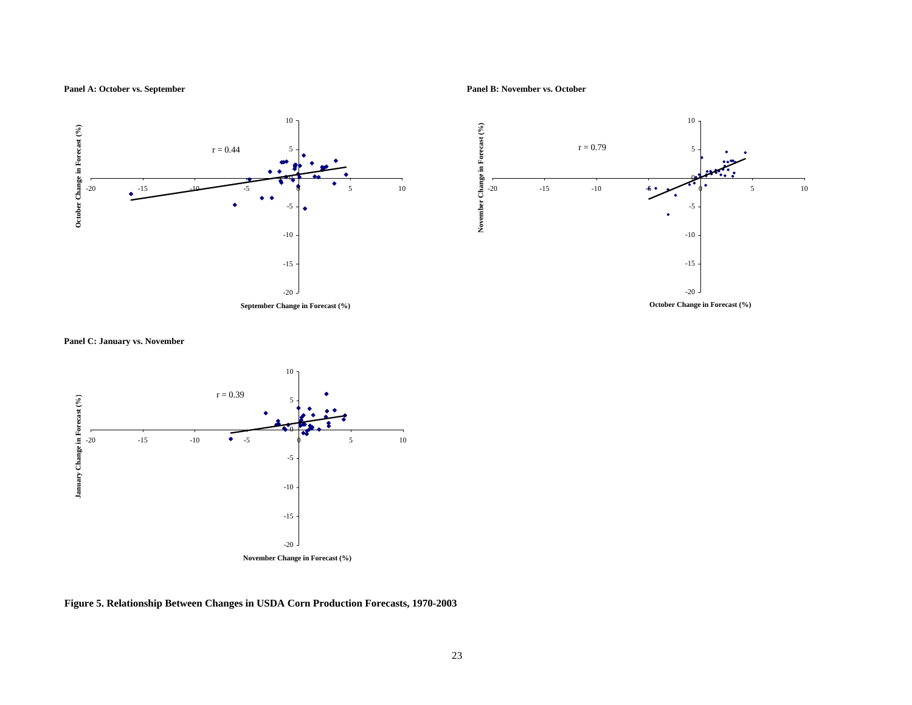**Panel A: October vs. September**

**Panel B: November vs. October**

**Panel C: January vs. November**

**Figure 5. Relationship Between Changes in USDA Corn Production Forecasts, 1970-2003**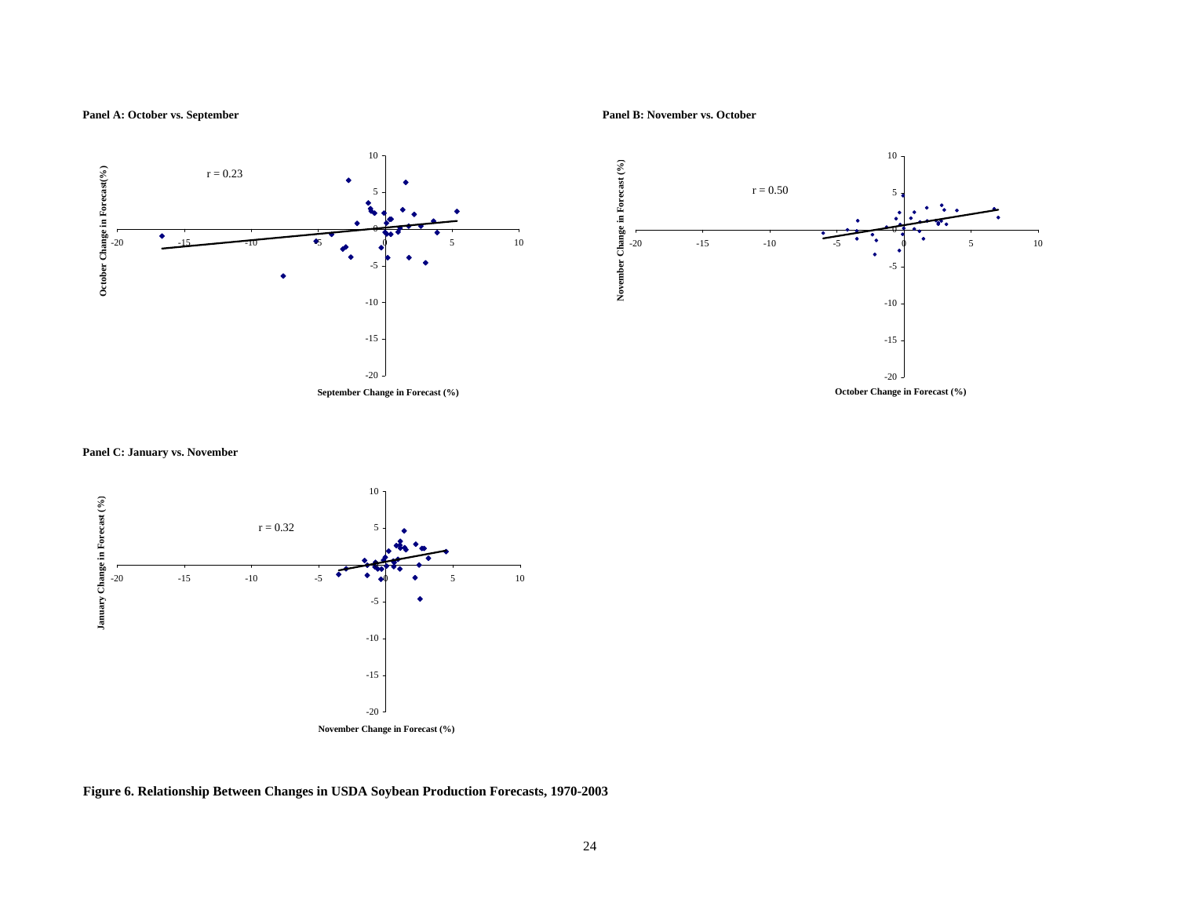**Panel A: October vs. September**

**Panel B: November vs. October**

**Panel C: January vs. November**

**Figure 6. Relationship Between Changes in USDA Soybean Production Forecasts, 1970-2003**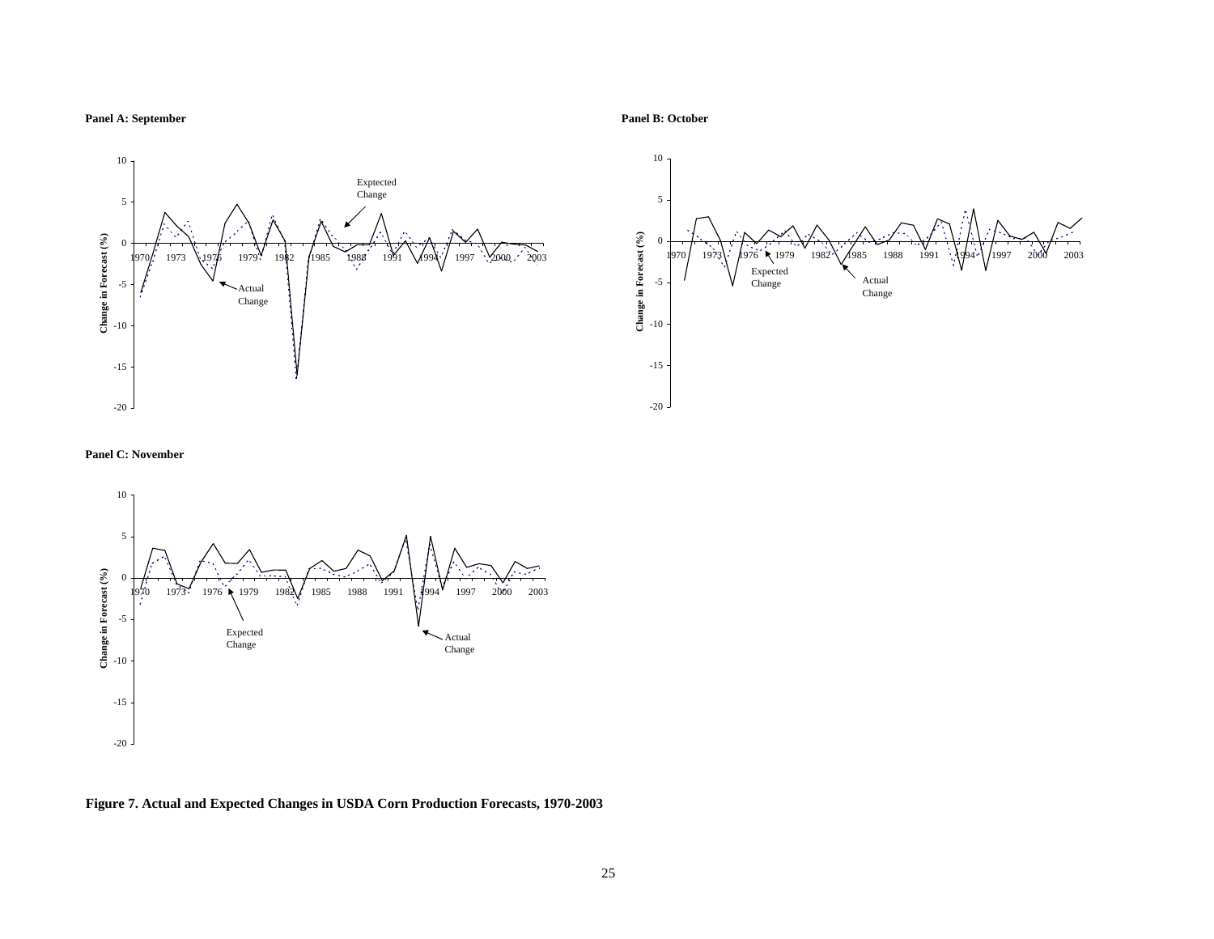**Panel A: September**

**Panel B: October**

**Panel C: November**

**Figure 7. Actual and Expected Changes in USDA Corn Production Forecasts, 1970-2003**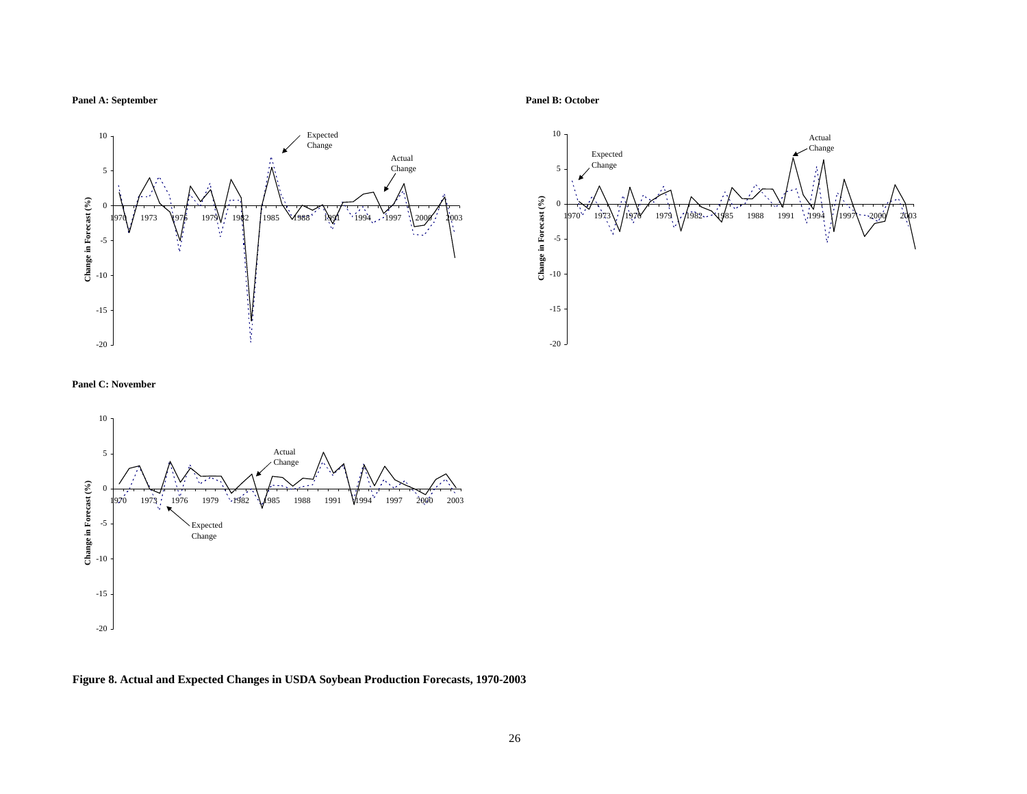**Panel A: September**

**Panel B: October**

**Panel C: November**

**Figure 8. Actual and Expected Changes in USDA Soybean Production Forecasts, 1970-2003**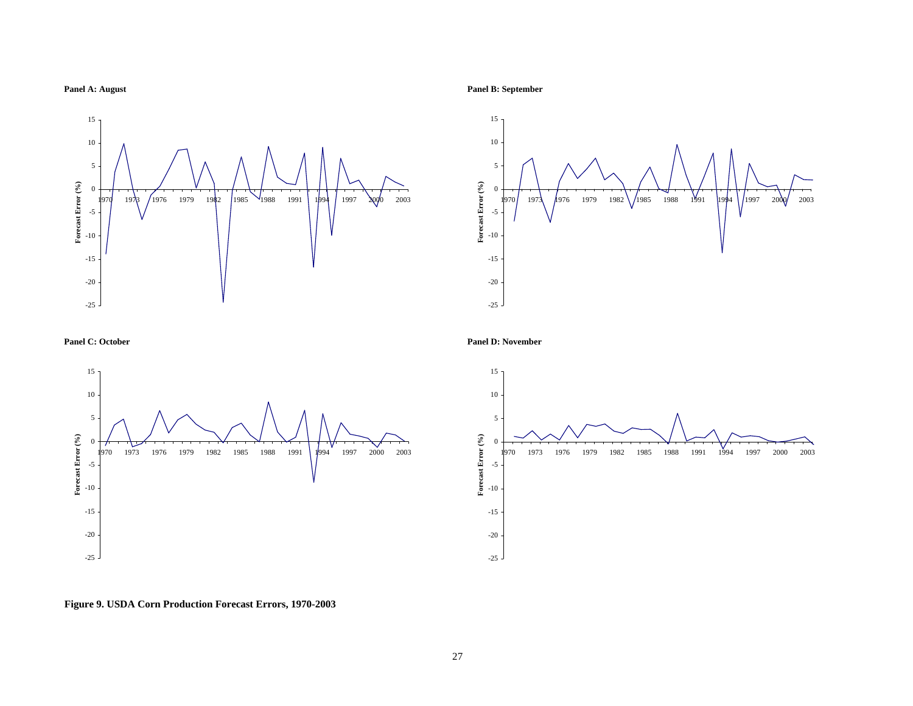**Panel A: August**

**Panel B: September**

**Panel C: October**

**Panel D: November**

**Figure 9. USDA Corn Production Forecast Errors, 1970-2003**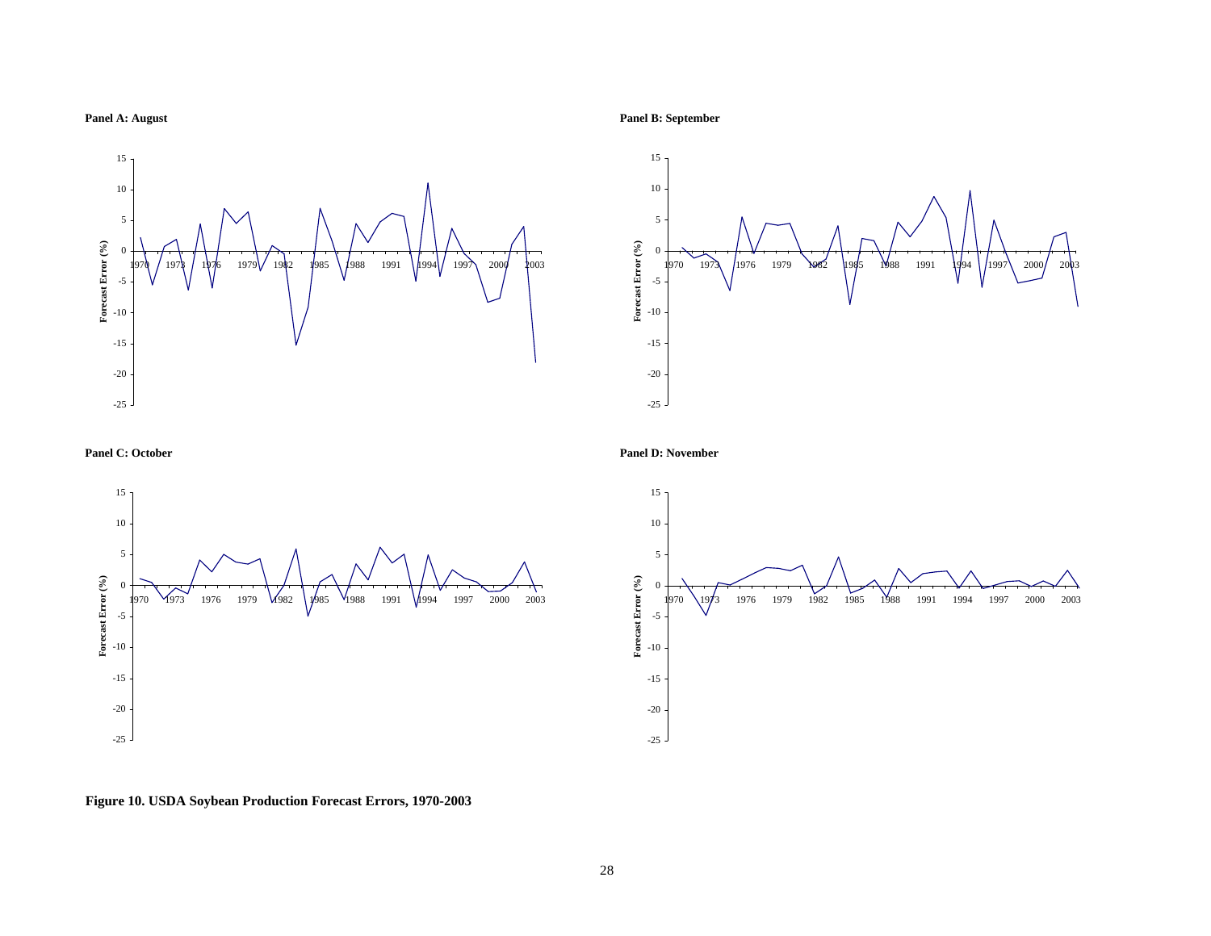Panel A: August

Panel B: September

Panel C: October

Panel D: November

**Figure 10. USDA Soybean Production Forecast Errors, 1970-2003**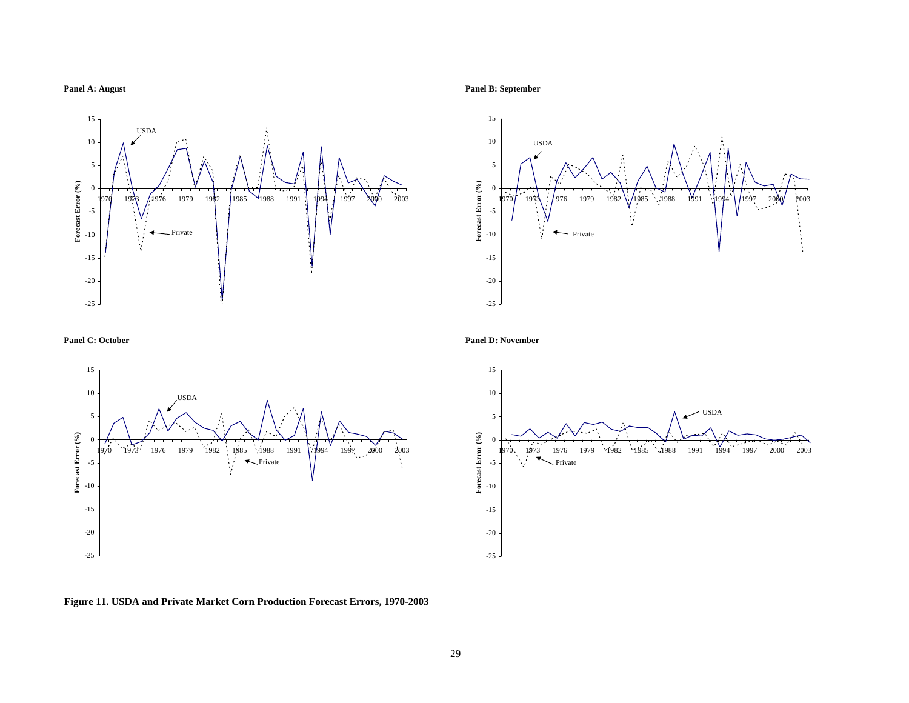**Panel A: August**

**Panel B: September**

**Panel C: October**

**Panel D: November**

**Figure 11. USDA and Private Market Corn Production Forecast Errors, 1970-2003**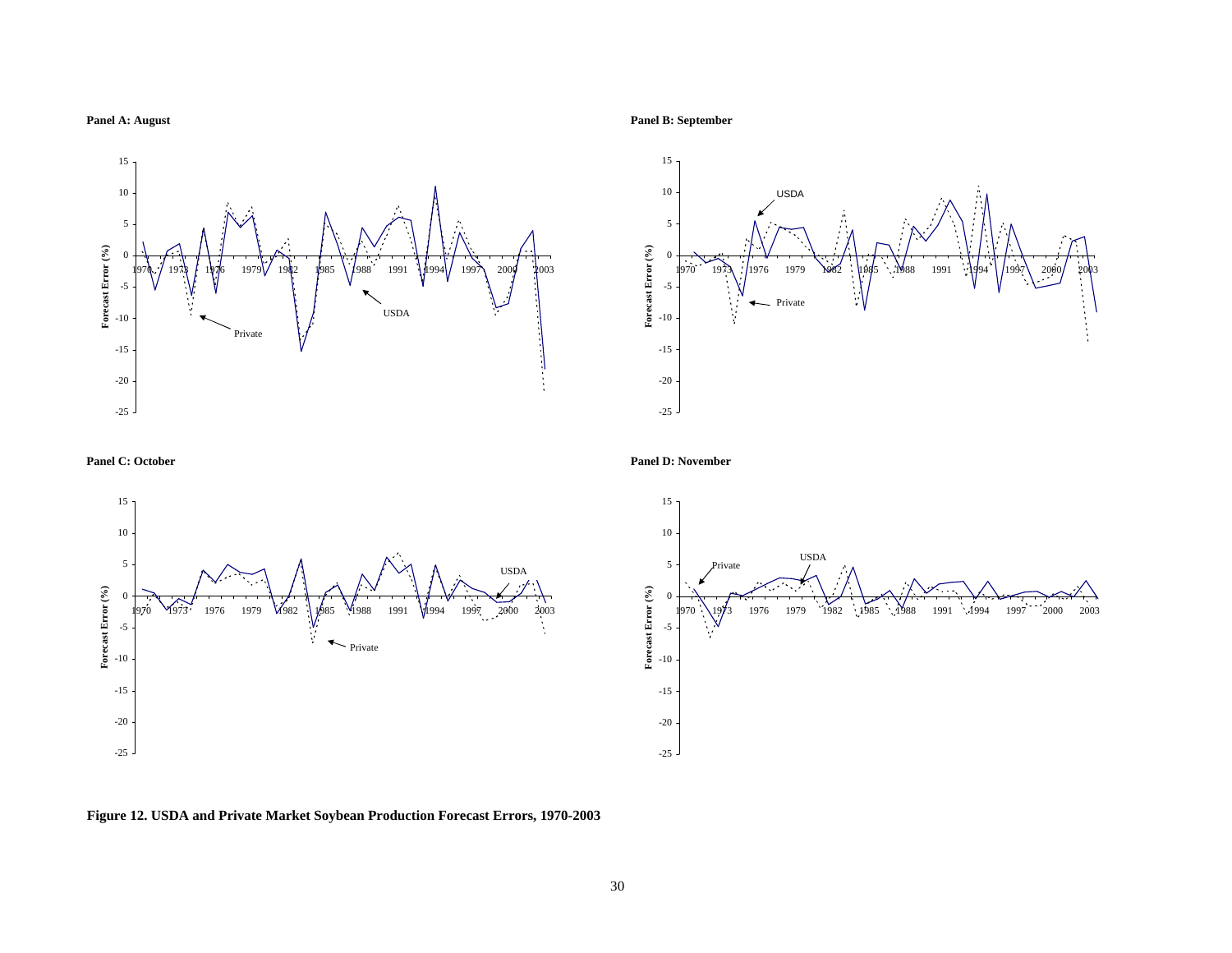**Panel A: August**

**Panel B: September**

**Panel C: October**

**Panel D: November**

**Figure 12. USDA and Private Market Soybean Production Forecast Errors, 1970-2003**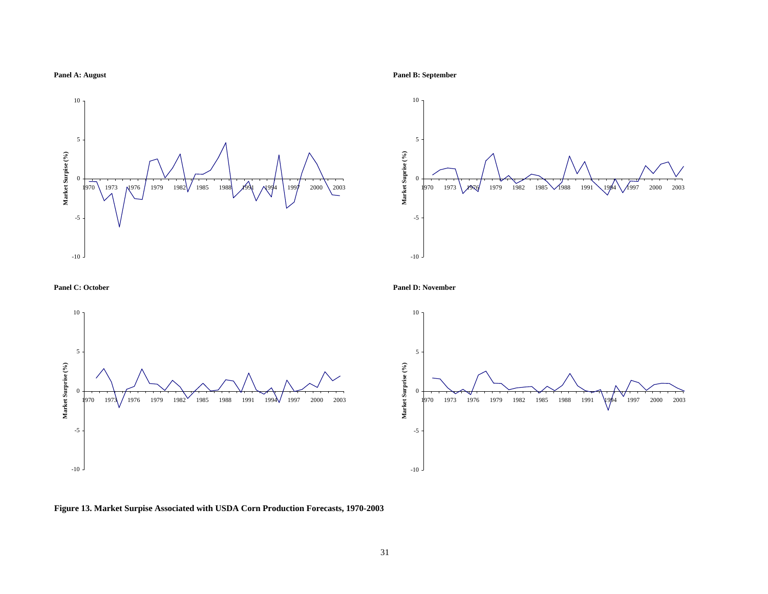**Panel A: August**

**Panel B: September**

**Panel C: October**

**Panel D: November**

**Figure 13. Market Surpise Associated with USDA Corn Production Forecasts, 1970-2003**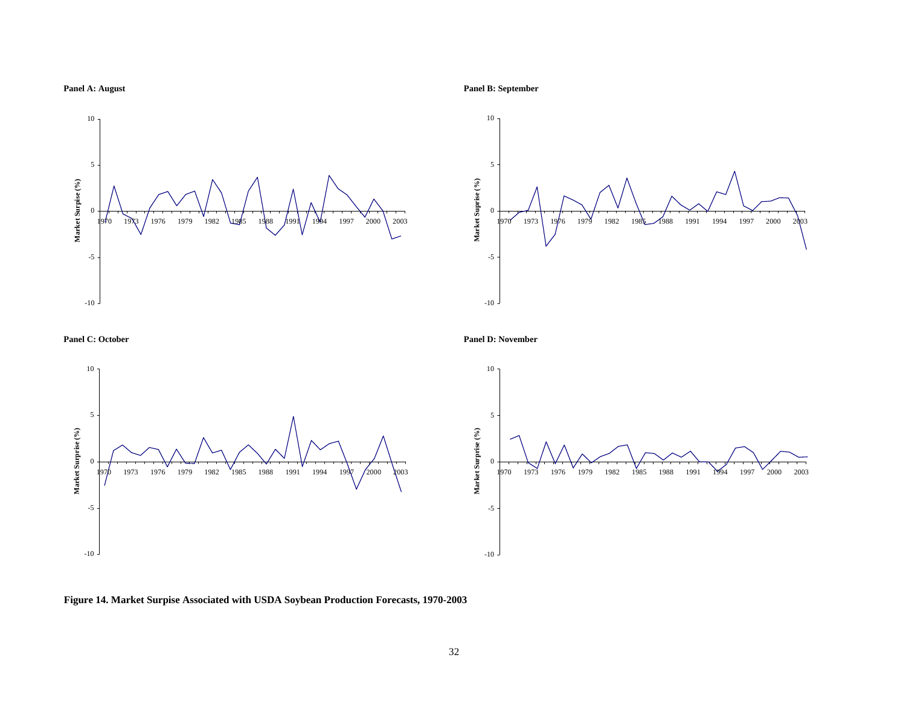Panel A: August

Panel B: September

Panel C: October

Panel D: November

**Figure 14. Market Surpise Associated with USDA Soybean Production Forecasts, 1970-2003**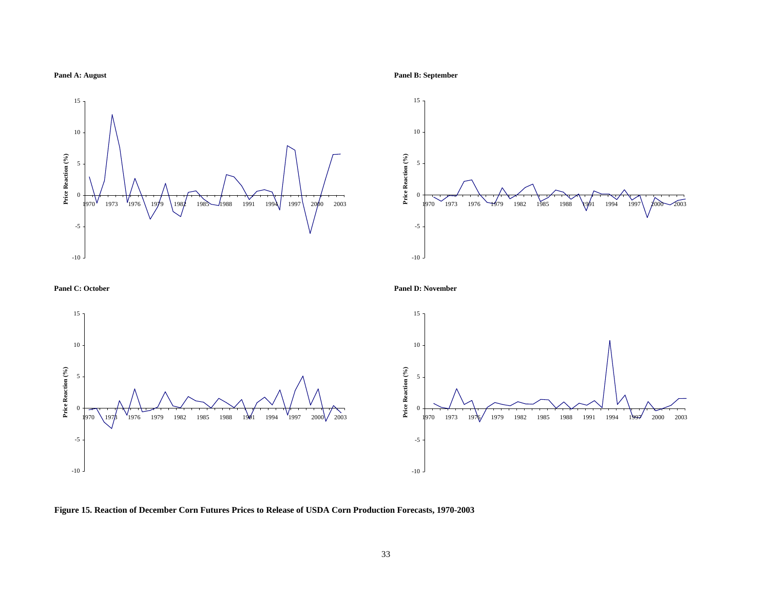**Panel A: August**

**Panel B: September**

**Panel C: October**

**Panel D: November**

**Figure 15. Reaction of December Corn Futures Prices to Release of USDA Corn Production Forecasts, 1970-2003**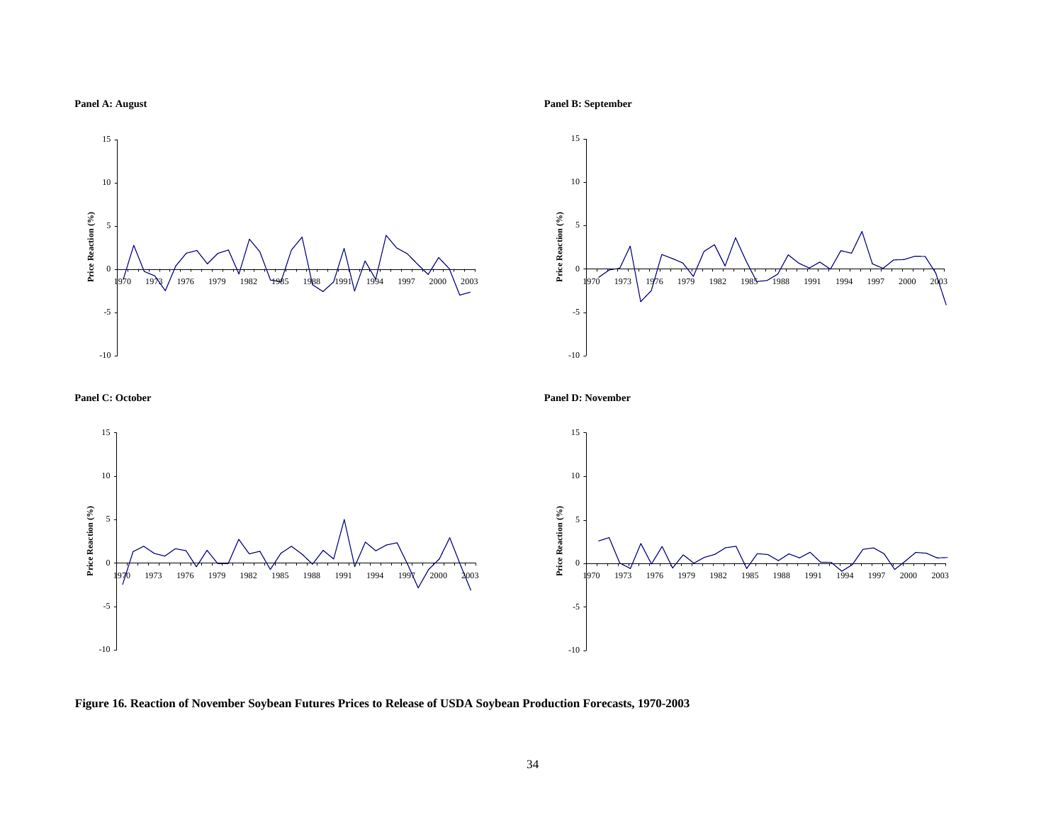**Panel A: August**

**Panel B: September**

**Panel C: October**

**Panel D: November**

**Figure 16. Reaction of November Soybean Futures Prices to Release of USDA Soybean Production Forecasts, 1970-2003**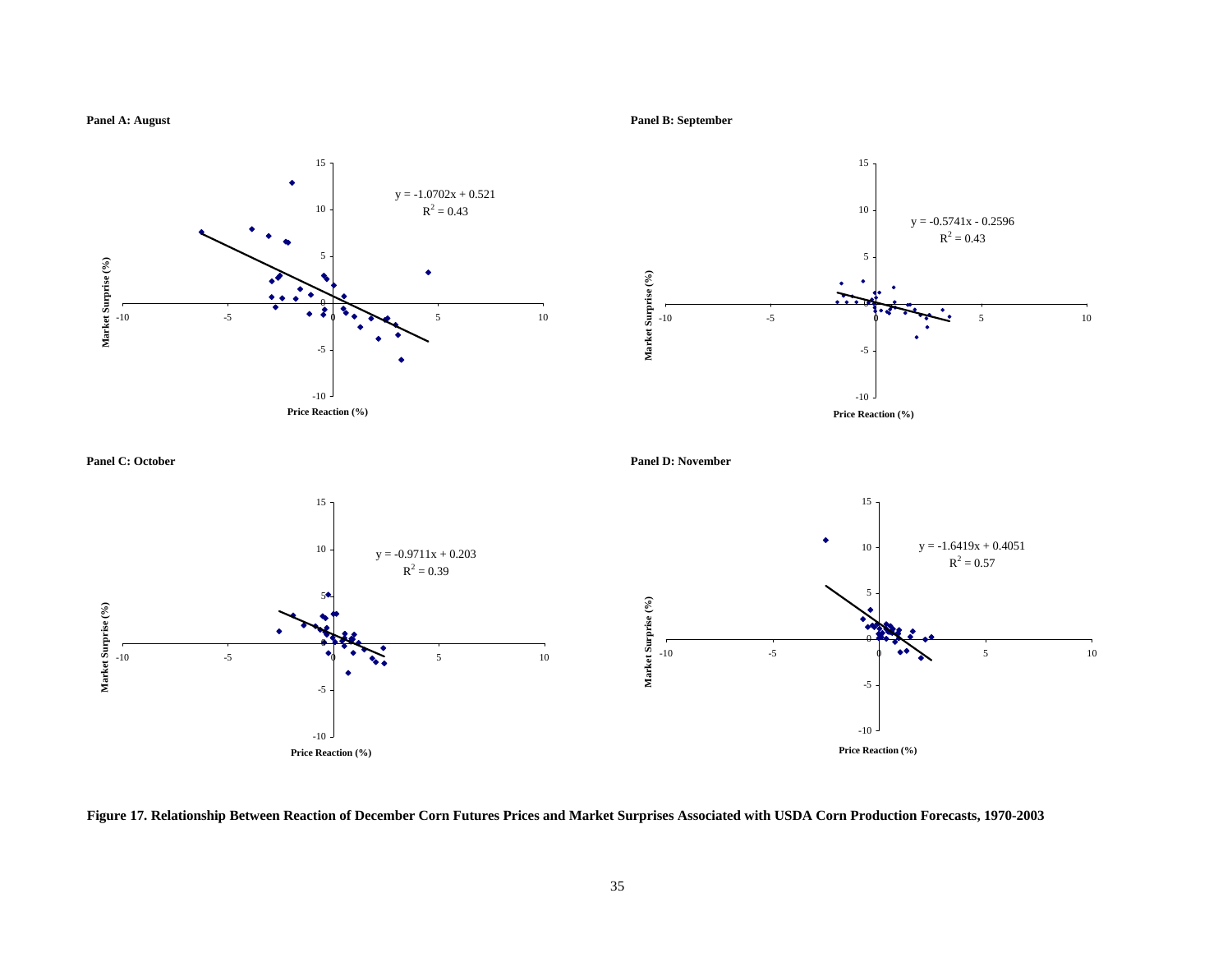**Panel A: August**

$y = -1.0702x + 0.521$
$R^2 = 0.43$

Market Surprise (%)

Price Reaction (%)

**Panel B: September**

$y = -0.5741x - 0.2596$
$R^2 = 0.43$

Market Surprise (%)

Price Reaction (%)

**Panel C: October**

$y = -0.9711x + 0.203$
$R^2 = 0.39$

Market Surprise (%)

Price Reaction (%)

**Panel D: November**

$y = -1.6419x + 0.4051$
$R^2 = 0.57$

Market Surprise (%)

Price Reaction (%)

**Figure 17. Relationship Between Reaction of December Corn Futures Prices and Market Surprises Associated with USDA Corn Production Forecasts, 1970-2003**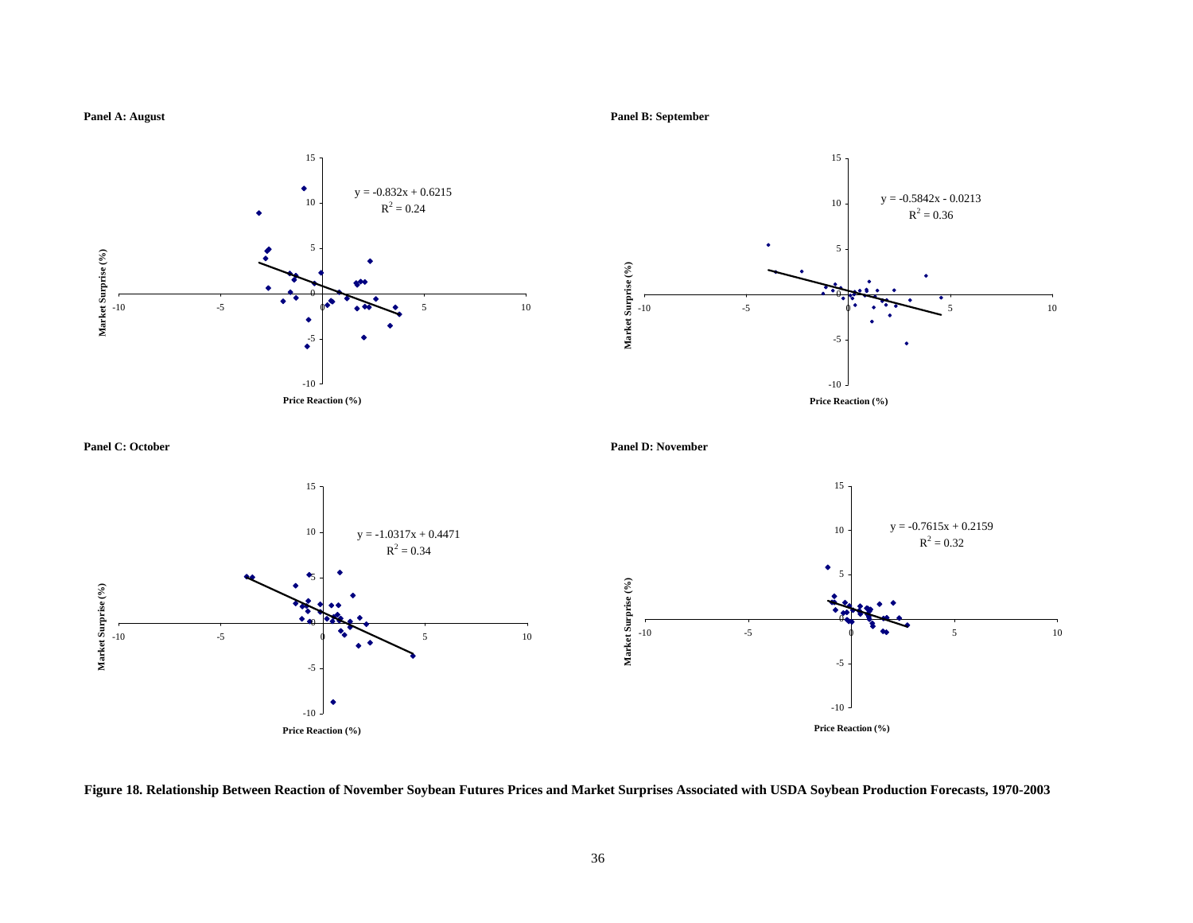Panel A: August

y = -0.832x + 0.6215
$R^2$ = 0.24

Market Surprise (%)

Price Reaction (%)

Panel B: September

y = -0.5842x - 0.0213
$R^2$ = 0.36

Market Surprise (%)

Price Reaction (%)

Panel C: October

y = -1.0317x + 0.4471
$R^2$ = 0.34

Market Surprise (%)

Price Reaction (%)

Panel D: November

y = -0.7615x + 0.2159
$R^2$ = 0.32

Market Surprise (%)

Price Reaction (%)

**Figure 18. Relationship Between Reaction of November Soybean Futures Prices and Market Surprises Associated with USDA Soybean Production Forecasts, 1970-2003**